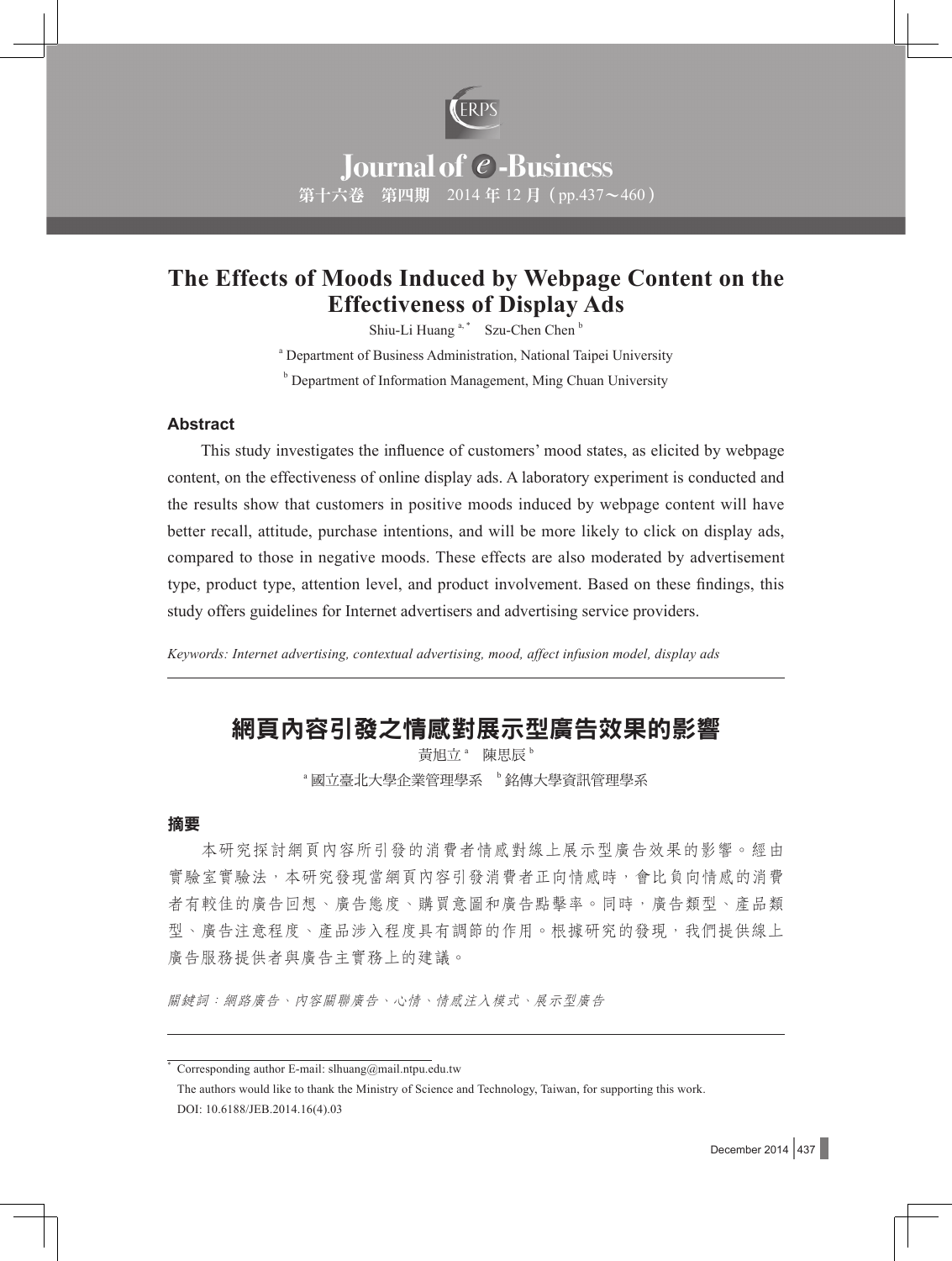# The Effects of Moods Induced by Webpage Content on the Effectiveness of Display Ads

Shiu-Li Huang [a,*] Szu-Chen Chen [b]

[a] Department of Business Administration, National Taipei University

[b] Department of Information Management, Ming Chuan University

### Abstract

This study investigates the influence of customers' mood states, as elicited by webpage content, on the effectiveness of online display ads. A laboratory experiment is conducted and the results show that customers in positive moods induced by webpage content will have better recall, attitude, purchase intentions, and will be more likely to click on display ads, compared to those in negative moods. These effects are also moderated by advertisement type, product type, attention level, and product involvement. Based on these findings, this study offers guidelines for Internet advertisers and advertising service providers.

*Keywords: Internet advertising, contextual advertising, mood, affect infusion model, display ads*

---

# 網頁內容引發之情感對展示型廣告效果的影響

黃旭立 [a] 陳思辰 [b]

[a] 國立臺北大學企業管理學系 [b] 銘傳大學資訊管理學系

### 摘要

本研究探討網頁內容所引發的消費者情感對線上展示型廣告效果的影響。經由實驗室實驗法，本研究發現當網頁內容引發消費者正向情感時，會比負向情感的消費者有較佳的廣告回想、廣告態度、購買意圖和廣告點擊率。同時，廣告類型、產品類型、廣告注意程度、產品涉入程度具有調節的作用。根據研究的發現，我們提供線上廣告服務提供者與廣告主實務上的建議。

*關鍵詞：網路廣告、內容關聯廣告、心情、情感注入模式、展示型廣告*

---

[*] Corresponding author E-mail: slhuang@mail.ntpu.edu.tw

The authors would like to thank the Ministry of Science and Technology, Taiwan, for supporting this work.

DOI: 10.6188/JEB.2014.16(4).03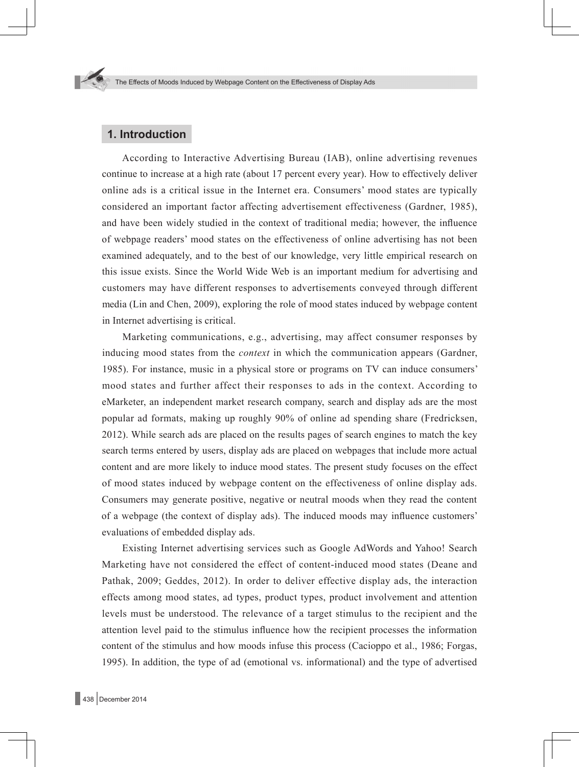## 1. Introduction

According to Interactive Advertising Bureau (IAB), online advertising revenues continue to increase at a high rate (about 17 percent every year). How to effectively deliver online ads is a critical issue in the Internet era. Consumers' mood states are typically considered an important factor affecting advertisement effectiveness (Gardner, 1985), and have been widely studied in the context of traditional media; however, the influence of webpage readers' mood states on the effectiveness of online advertising has not been examined adequately, and to the best of our knowledge, very little empirical research on this issue exists. Since the World Wide Web is an important medium for advertising and customers may have different responses to advertisements conveyed through different media (Lin and Chen, 2009), exploring the role of mood states induced by webpage content in Internet advertising is critical.

Marketing communications, e.g., advertising, may affect consumer responses by inducing mood states from the *context* in which the communication appears (Gardner, 1985). For instance, music in a physical store or programs on TV can induce consumers' mood states and further affect their responses to ads in the context. According to eMarketer, an independent market research company, search and display ads are the most popular ad formats, making up roughly 90% of online ad spending share (Fredricksen, 2012). While search ads are placed on the results pages of search engines to match the key search terms entered by users, display ads are placed on webpages that include more actual content and are more likely to induce mood states. The present study focuses on the effect of mood states induced by webpage content on the effectiveness of online display ads. Consumers may generate positive, negative or neutral moods when they read the content of a webpage (the context of display ads). The induced moods may influence customers' evaluations of embedded display ads.

Existing Internet advertising services such as Google AdWords and Yahoo! Search Marketing have not considered the effect of content-induced mood states (Deane and Pathak, 2009; Geddes, 2012). In order to deliver effective display ads, the interaction effects among mood states, ad types, product types, product involvement and attention levels must be understood. The relevance of a target stimulus to the recipient and the attention level paid to the stimulus influence how the recipient processes the information content of the stimulus and how moods infuse this process (Cacioppo et al., 1986; Forgas, 1995). In addition, the type of ad (emotional vs. informational) and the type of advertised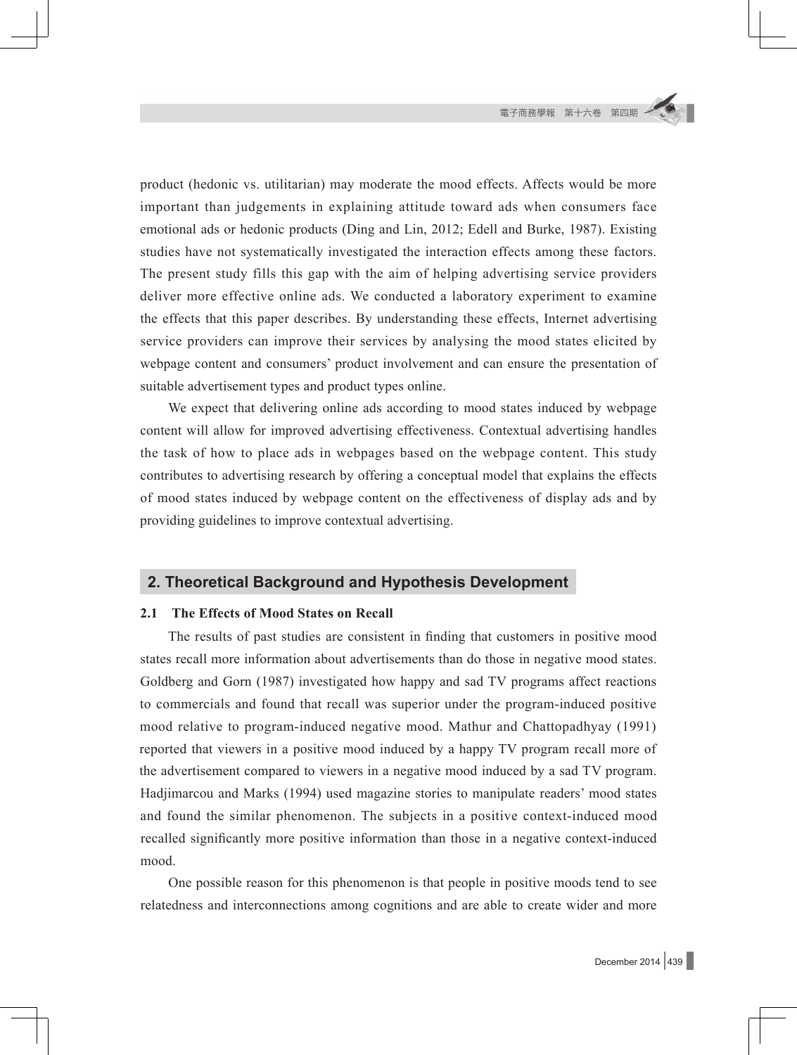product (hedonic vs. utilitarian) may moderate the mood effects. Affects would be more important than judgements in explaining attitude toward ads when consumers face emotional ads or hedonic products (Ding and Lin, 2012; Edell and Burke, 1987). Existing studies have not systematically investigated the interaction effects among these factors. The present study fills this gap with the aim of helping advertising service providers deliver more effective online ads. We conducted a laboratory experiment to examine the effects that this paper describes. By understanding these effects, Internet advertising service providers can improve their services by analysing the mood states elicited by webpage content and consumers' product involvement and can ensure the presentation of suitable advertisement types and product types online.

We expect that delivering online ads according to mood states induced by webpage content will allow for improved advertising effectiveness. Contextual advertising handles the task of how to place ads in webpages based on the webpage content. This study contributes to advertising research by offering a conceptual model that explains the effects of mood states induced by webpage content on the effectiveness of display ads and by providing guidelines to improve contextual advertising.

## 2. Theoretical Background and Hypothesis Development

### 2.1 The Effects of Mood States on Recall

The results of past studies are consistent in finding that customers in positive mood states recall more information about advertisements than do those in negative mood states. Goldberg and Gorn (1987) investigated how happy and sad TV programs affect reactions to commercials and found that recall was superior under the program-induced positive mood relative to program-induced negative mood. Mathur and Chattopadhyay (1991) reported that viewers in a positive mood induced by a happy TV program recall more of the advertisement compared to viewers in a negative mood induced by a sad TV program. Hadjimarcou and Marks (1994) used magazine stories to manipulate readers' mood states and found the similar phenomenon. The subjects in a positive context-induced mood recalled significantly more positive information than those in a negative context-induced mood.

One possible reason for this phenomenon is that people in positive moods tend to see relatedness and interconnections among cognitions and are able to create wider and more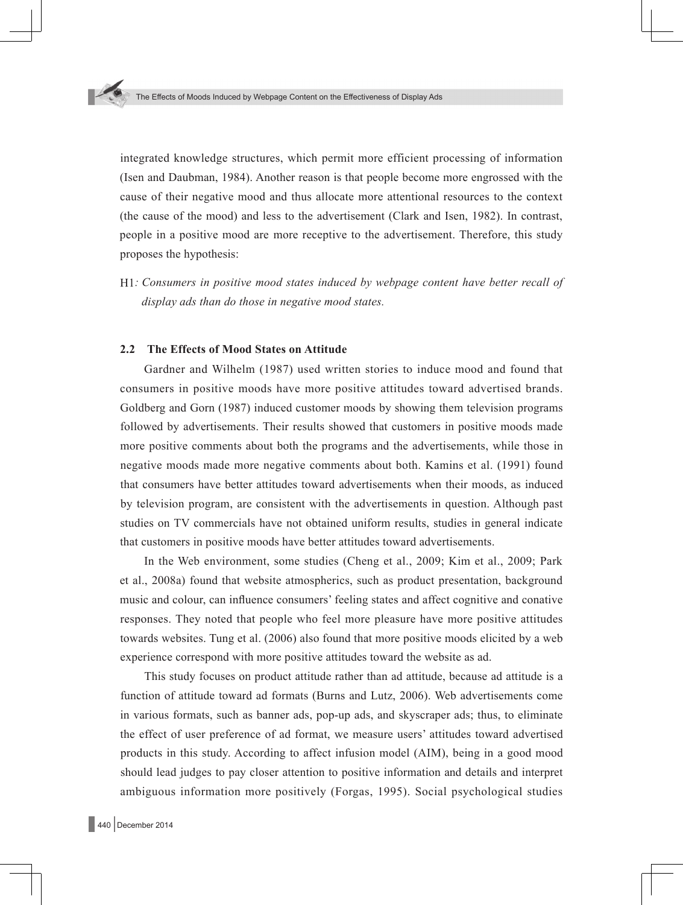integrated knowledge structures, which permit more efficient processing of information (Isen and Daubman, 1984). Another reason is that people become more engrossed with the cause of their negative mood and thus allocate more attentional resources to the context (the cause of the mood) and less to the advertisement (Clark and Isen, 1982). In contrast, people in a positive mood are more receptive to the advertisement. Therefore, this study proposes the hypothesis:

H1*: Consumers in positive mood states induced by webpage content have better recall of display ads than do those in negative mood states.*

### 2.2 The Effects of Mood States on Attitude

Gardner and Wilhelm (1987) used written stories to induce mood and found that consumers in positive moods have more positive attitudes toward advertised brands. Goldberg and Gorn (1987) induced customer moods by showing them television programs followed by advertisements. Their results showed that customers in positive moods made more positive comments about both the programs and the advertisements, while those in negative moods made more negative comments about both. Kamins et al. (1991) found that consumers have better attitudes toward advertisements when their moods, as induced by television program, are consistent with the advertisements in question. Although past studies on TV commercials have not obtained uniform results, studies in general indicate that customers in positive moods have better attitudes toward advertisements.

In the Web environment, some studies (Cheng et al., 2009; Kim et al., 2009; Park et al., 2008a) found that website atmospherics, such as product presentation, background music and colour, can influence consumers' feeling states and affect cognitive and conative responses. They noted that people who feel more pleasure have more positive attitudes towards websites. Tung et al. (2006) also found that more positive moods elicited by a web experience correspond with more positive attitudes toward the website as ad.

This study focuses on product attitude rather than ad attitude, because ad attitude is a function of attitude toward ad formats (Burns and Lutz, 2006). Web advertisements come in various formats, such as banner ads, pop-up ads, and skyscraper ads; thus, to eliminate the effect of user preference of ad format, we measure users' attitudes toward advertised products in this study. According to affect infusion model (AIM), being in a good mood should lead judges to pay closer attention to positive information and details and interpret ambiguous information more positively (Forgas, 1995). Social psychological studies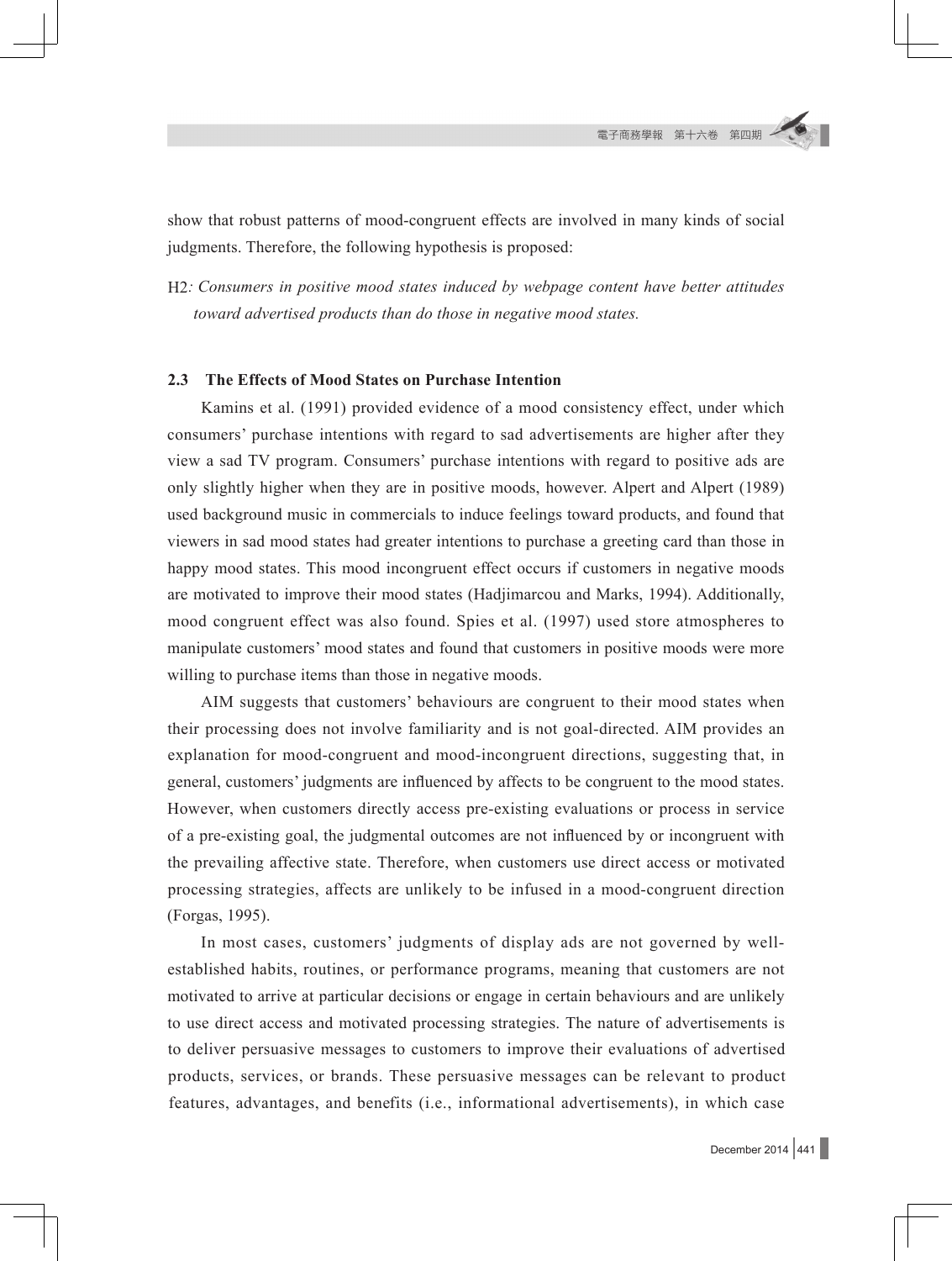show that robust patterns of mood-congruent effects are involved in many kinds of social judgments. Therefore, the following hypothesis is proposed:

H2*: Consumers in positive mood states induced by webpage content have better attitudes toward advertised products than do those in negative mood states.*

### 2.3 The Effects of Mood States on Purchase Intention

Kamins et al. (1991) provided evidence of a mood consistency effect, under which consumers' purchase intentions with regard to sad advertisements are higher after they view a sad TV program. Consumers' purchase intentions with regard to positive ads are only slightly higher when they are in positive moods, however. Alpert and Alpert (1989) used background music in commercials to induce feelings toward products, and found that viewers in sad mood states had greater intentions to purchase a greeting card than those in happy mood states. This mood incongruent effect occurs if customers in negative moods are motivated to improve their mood states (Hadjimarcou and Marks, 1994). Additionally, mood congruent effect was also found. Spies et al. (1997) used store atmospheres to manipulate customers' mood states and found that customers in positive moods were more willing to purchase items than those in negative moods.

AIM suggests that customers' behaviours are congruent to their mood states when their processing does not involve familiarity and is not goal-directed. AIM provides an explanation for mood-congruent and mood-incongruent directions, suggesting that, in general, customers' judgments are influenced by affects to be congruent to the mood states. However, when customers directly access pre-existing evaluations or process in service of a pre-existing goal, the judgmental outcomes are not influenced by or incongruent with the prevailing affective state. Therefore, when customers use direct access or motivated processing strategies, affects are unlikely to be infused in a mood-congruent direction (Forgas, 1995).

In most cases, customers' judgments of display ads are not governed by well-established habits, routines, or performance programs, meaning that customers are not motivated to arrive at particular decisions or engage in certain behaviours and are unlikely to use direct access and motivated processing strategies. The nature of advertisements is to deliver persuasive messages to customers to improve their evaluations of advertised products, services, or brands. These persuasive messages can be relevant to product features, advantages, and benefits (i.e., informational advertisements), in which case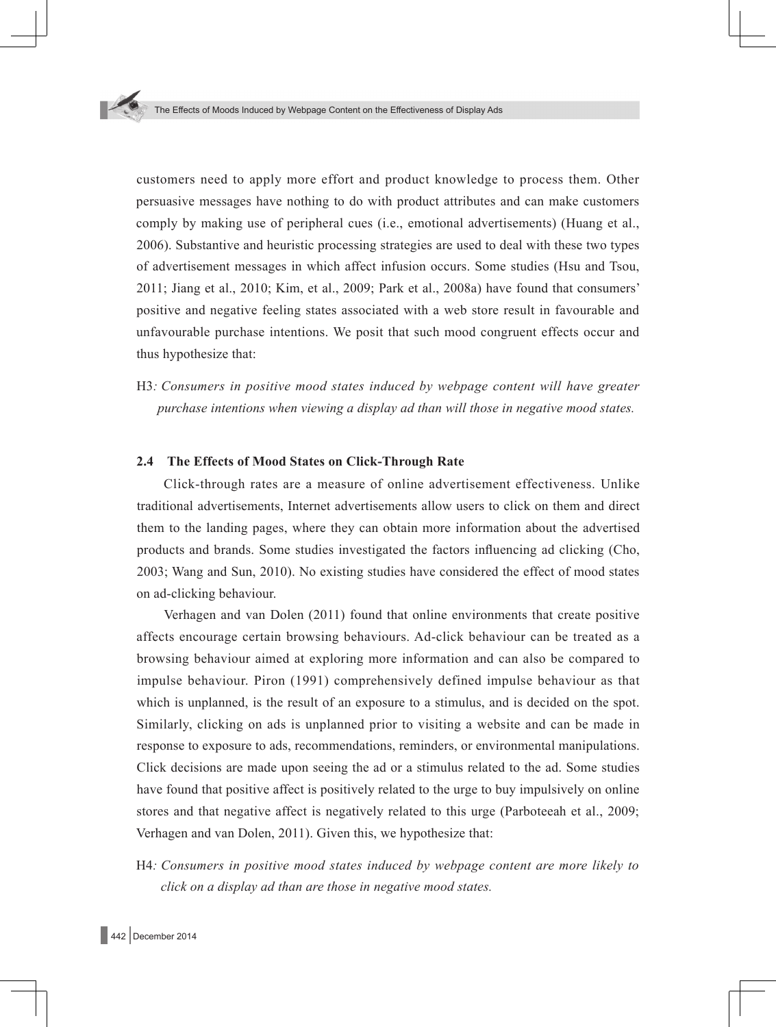customers need to apply more effort and product knowledge to process them. Other persuasive messages have nothing to do with product attributes and can make customers comply by making use of peripheral cues (i.e., emotional advertisements) (Huang et al., 2006). Substantive and heuristic processing strategies are used to deal with these two types of advertisement messages in which affect infusion occurs. Some studies (Hsu and Tsou, 2011; Jiang et al., 2010; Kim, et al., 2009; Park et al., 2008a) have found that consumers' positive and negative feeling states associated with a web store result in favourable and unfavourable purchase intentions. We posit that such mood congruent effects occur and thus hypothesize that:

H3*: Consumers in positive mood states induced by webpage content will have greater purchase intentions when viewing a display ad than will those in negative mood states.*

### 2.4 The Effects of Mood States on Click-Through Rate

Click-through rates are a measure of online advertisement effectiveness. Unlike traditional advertisements, Internet advertisements allow users to click on them and direct them to the landing pages, where they can obtain more information about the advertised products and brands. Some studies investigated the factors influencing ad clicking (Cho, 2003; Wang and Sun, 2010). No existing studies have considered the effect of mood states on ad-clicking behaviour.

Verhagen and van Dolen (2011) found that online environments that create positive affects encourage certain browsing behaviours. Ad-click behaviour can be treated as a browsing behaviour aimed at exploring more information and can also be compared to impulse behaviour. Piron (1991) comprehensively defined impulse behaviour as that which is unplanned, is the result of an exposure to a stimulus, and is decided on the spot. Similarly, clicking on ads is unplanned prior to visiting a website and can be made in response to exposure to ads, recommendations, reminders, or environmental manipulations. Click decisions are made upon seeing the ad or a stimulus related to the ad. Some studies have found that positive affect is positively related to the urge to buy impulsively on online stores and that negative affect is negatively related to this urge (Parboteeah et al., 2009; Verhagen and van Dolen, 2011). Given this, we hypothesize that:

H4*: Consumers in positive mood states induced by webpage content are more likely to click on a display ad than are those in negative mood states.*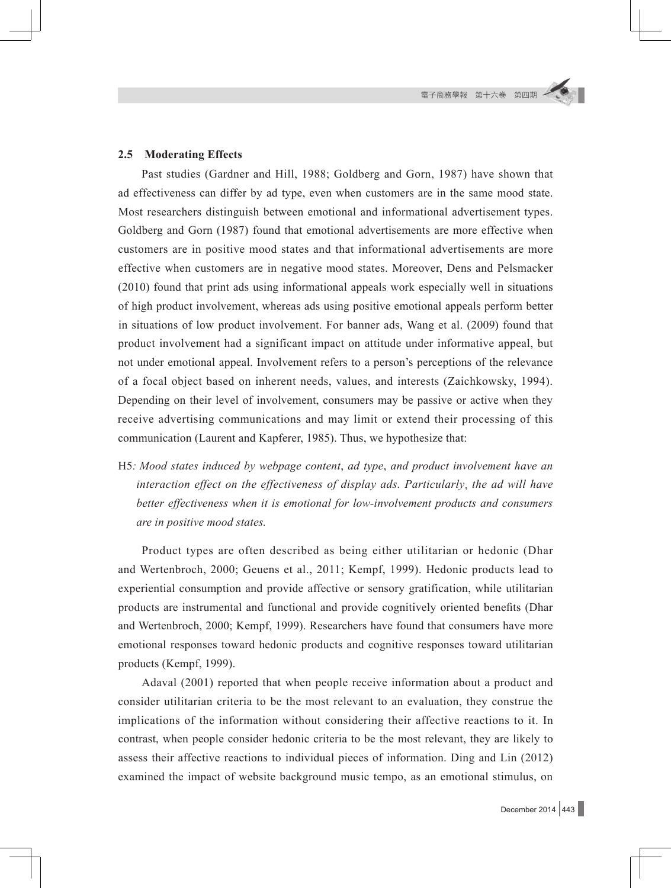### 2.5 Moderating Effects

Past studies (Gardner and Hill, 1988; Goldberg and Gorn, 1987) have shown that ad effectiveness can differ by ad type, even when customers are in the same mood state. Most researchers distinguish between emotional and informational advertisement types. Goldberg and Gorn (1987) found that emotional advertisements are more effective when customers are in positive mood states and that informational advertisements are more effective when customers are in negative mood states. Moreover, Dens and Pelsmacker (2010) found that print ads using informational appeals work especially well in situations of high product involvement, whereas ads using positive emotional appeals perform better in situations of low product involvement. For banner ads, Wang et al. (2009) found that product involvement had a significant impact on attitude under informative appeal, but not under emotional appeal. Involvement refers to a person's perceptions of the relevance of a focal object based on inherent needs, values, and interests (Zaichkowsky, 1994). Depending on their level of involvement, consumers may be passive or active when they receive advertising communications and may limit or extend their processing of this communication (Laurent and Kapferer, 1985). Thus, we hypothesize that:

H5*: Mood states induced by webpage content, ad type, and product involvement have an interaction effect on the effectiveness of display ads. Particularly, the ad will have better effectiveness when it is emotional for low-involvement products and consumers are in positive mood states.*

Product types are often described as being either utilitarian or hedonic (Dhar and Wertenbroch, 2000; Geuens et al., 2011; Kempf, 1999). Hedonic products lead to experiential consumption and provide affective or sensory gratification, while utilitarian products are instrumental and functional and provide cognitively oriented benefits (Dhar and Wertenbroch, 2000; Kempf, 1999). Researchers have found that consumers have more emotional responses toward hedonic products and cognitive responses toward utilitarian products (Kempf, 1999).

Adaval (2001) reported that when people receive information about a product and consider utilitarian criteria to be the most relevant to an evaluation, they construe the implications of the information without considering their affective reactions to it. In contrast, when people consider hedonic criteria to be the most relevant, they are likely to assess their affective reactions to individual pieces of information. Ding and Lin (2012) examined the impact of website background music tempo, as an emotional stimulus, on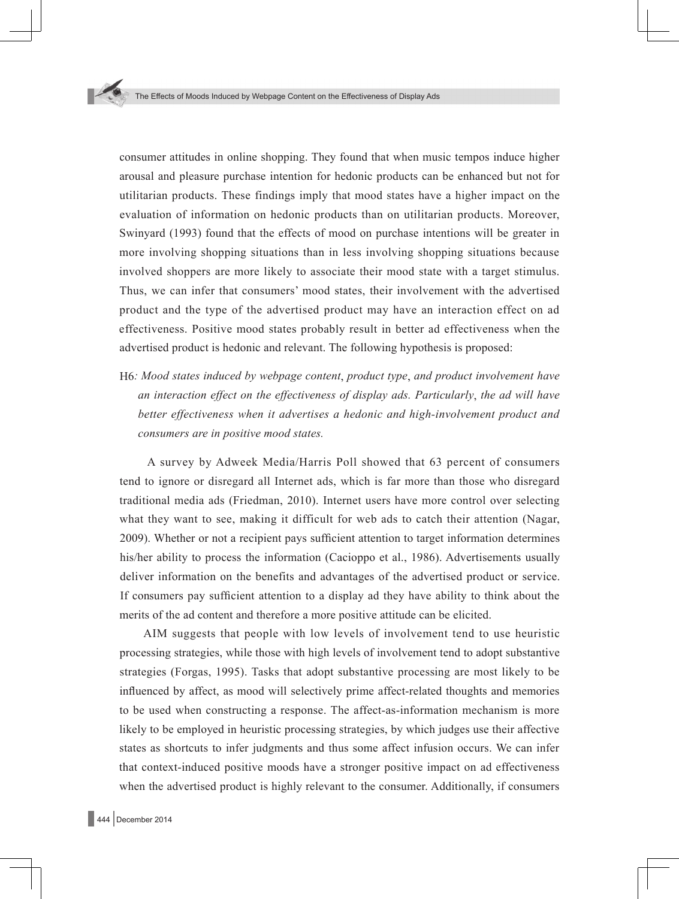consumer attitudes in online shopping. They found that when music tempos induce higher arousal and pleasure purchase intention for hedonic products can be enhanced but not for utilitarian products. These findings imply that mood states have a higher impact on the evaluation of information on hedonic products than on utilitarian products. Moreover, Swinyard (1993) found that the effects of mood on purchase intentions will be greater in more involving shopping situations than in less involving shopping situations because involved shoppers are more likely to associate their mood state with a target stimulus. Thus, we can infer that consumers' mood states, their involvement with the advertised product and the type of the advertised product may have an interaction effect on ad effectiveness. Positive mood states probably result in better ad effectiveness when the advertised product is hedonic and relevant. The following hypothesis is proposed:

H6*: Mood states induced by webpage content*, *product type*, *and product involvement have an interaction effect on the effectiveness of display ads. Particularly*, *the ad will have better effectiveness when it advertises a hedonic and high-involvement product and consumers are in positive mood states.*

A survey by Adweek Media/Harris Poll showed that 63 percent of consumers tend to ignore or disregard all Internet ads, which is far more than those who disregard traditional media ads (Friedman, 2010). Internet users have more control over selecting what they want to see, making it difficult for web ads to catch their attention (Nagar, 2009). Whether or not a recipient pays sufficient attention to target information determines his/her ability to process the information (Cacioppo et al., 1986). Advertisements usually deliver information on the benefits and advantages of the advertised product or service. If consumers pay sufficient attention to a display ad they have ability to think about the merits of the ad content and therefore a more positive attitude can be elicited.

AIM suggests that people with low levels of involvement tend to use heuristic processing strategies, while those with high levels of involvement tend to adopt substantive strategies (Forgas, 1995). Tasks that adopt substantive processing are most likely to be influenced by affect, as mood will selectively prime affect-related thoughts and memories to be used when constructing a response. The affect-as-information mechanism is more likely to be employed in heuristic processing strategies, by which judges use their affective states as shortcuts to infer judgments and thus some affect infusion occurs. We can infer that context-induced positive moods have a stronger positive impact on ad effectiveness when the advertised product is highly relevant to the consumer. Additionally, if consumers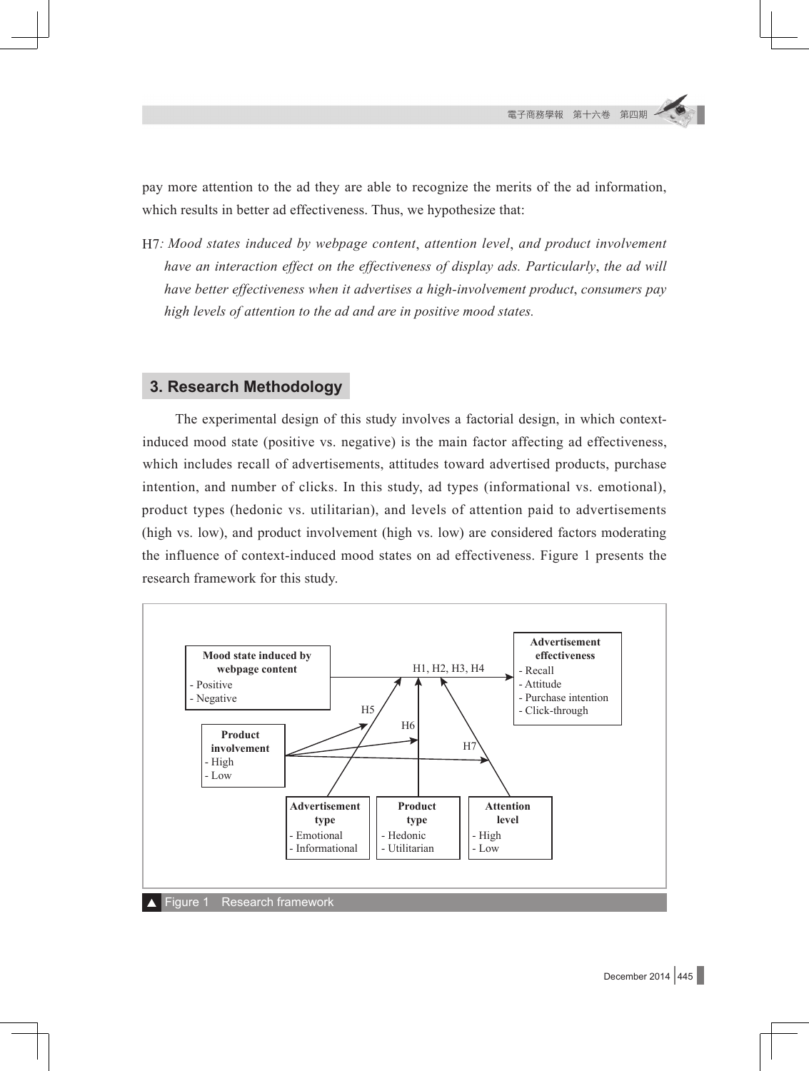pay more attention to the ad they are able to recognize the merits of the ad information, which results in better ad effectiveness. Thus, we hypothesize that:

H7*: Mood states induced by webpage content, attention level, and product involvement have an interaction effect on the effectiveness of display ads. Particularly, the ad will have better effectiveness when it advertises a high-involvement product, consumers pay high levels of attention to the ad and are in positive mood states.*

## 3. Research Methodology

The experimental design of this study involves a factorial design, in which context-induced mood state (positive vs. negative) is the main factor affecting ad effectiveness, which includes recall of advertisements, attitudes toward advertised products, purchase intention, and number of clicks. In this study, ad types (informational vs. emotional), product types (hedonic vs. utilitarian), and levels of attention paid to advertisements (high vs. low), and product involvement (high vs. low) are considered factors moderating the influence of context-induced mood states on ad effectiveness. Figure 1 presents the research framework for this study.

**Mood state induced by webpage content**
- Positive
- Negative

**Advertisement effectiveness**
- Recall
- Attitude
- Purchase intention
- Click-through

H1, H2, H3, H4

**Product involvement**
- High
- Low

H5 H6 H7

**Advertisement type**
- Emotional
- Informational

**Product type**
- Hedonic
- Utilitarian

**Attention level**
- High
- Low

Figure 1 Research framework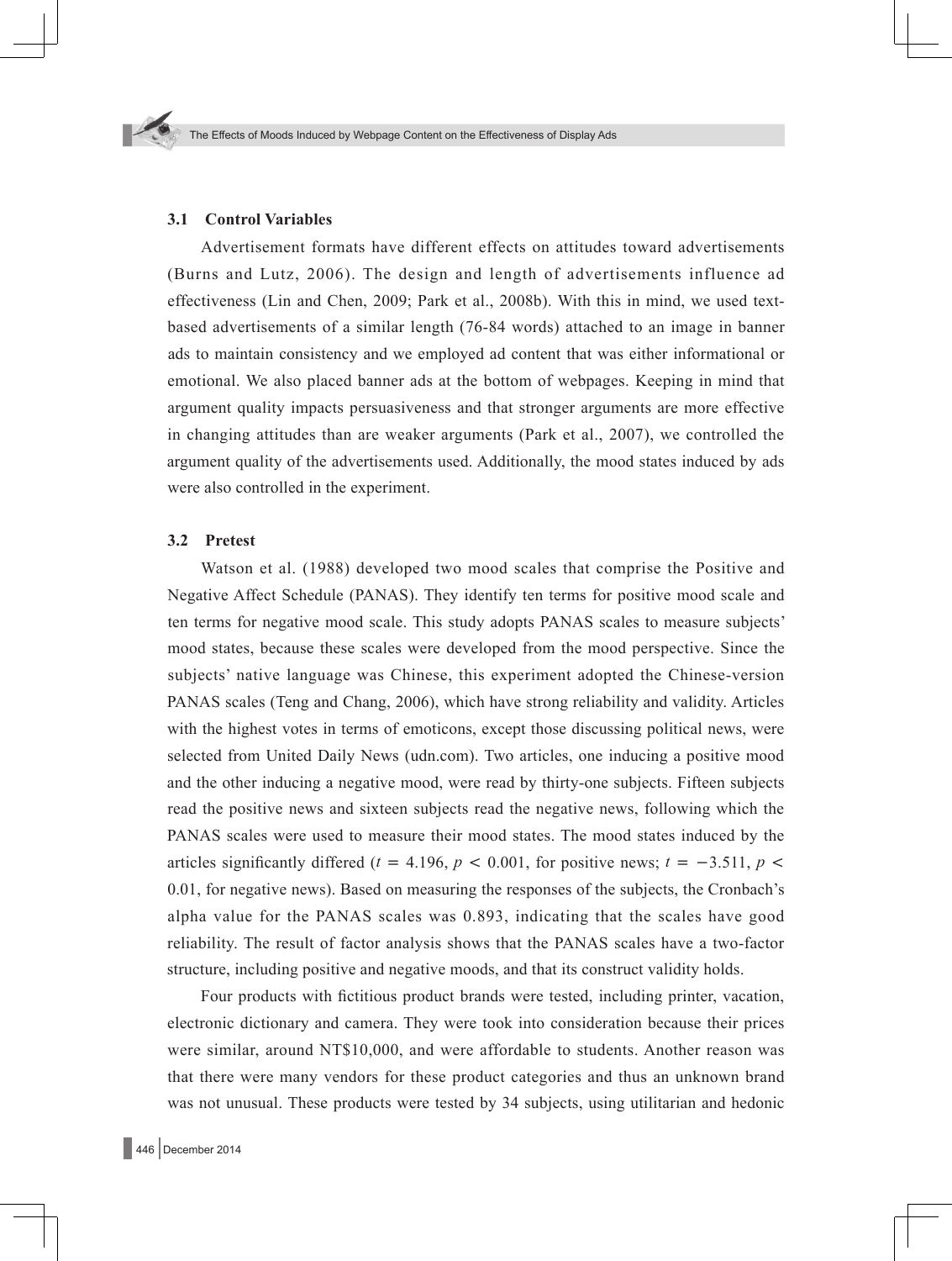### 3.1 Control Variables

Advertisement formats have different effects on attitudes toward advertisements (Burns and Lutz, 2006). The design and length of advertisements influence ad effectiveness (Lin and Chen, 2009; Park et al., 2008b). With this in mind, we used text-based advertisements of a similar length (76-84 words) attached to an image in banner ads to maintain consistency and we employed ad content that was either informational or emotional. We also placed banner ads at the bottom of webpages. Keeping in mind that argument quality impacts persuasiveness and that stronger arguments are more effective in changing attitudes than are weaker arguments (Park et al., 2007), we controlled the argument quality of the advertisements used. Additionally, the mood states induced by ads were also controlled in the experiment.

### 3.2 Pretest

Watson et al. (1988) developed two mood scales that comprise the Positive and Negative Affect Schedule (PANAS). They identify ten terms for positive mood scale and ten terms for negative mood scale. This study adopts PANAS scales to measure subjects' mood states, because these scales were developed from the mood perspective. Since the subjects' native language was Chinese, this experiment adopted the Chinese-version PANAS scales (Teng and Chang, 2006), which have strong reliability and validity. Articles with the highest votes in terms of emoticons, except those discussing political news, were selected from United Daily News (udn.com). Two articles, one inducing a positive mood and the other inducing a negative mood, were read by thirty-one subjects. Fifteen subjects read the positive news and sixteen subjects read the negative news, following which the PANAS scales were used to measure their mood states. The mood states induced by the articles significantly differed ($t = 4.196$, $p < 0.001$, for positive news; $t = -3.511$, $p < 0.01$, for negative news). Based on measuring the responses of the subjects, the Cronbach's alpha value for the PANAS scales was 0.893, indicating that the scales have good reliability. The result of factor analysis shows that the PANAS scales have a two-factor structure, including positive and negative moods, and that its construct validity holds.

Four products with fictitious product brands were tested, including printer, vacation, electronic dictionary and camera. They were took into consideration because their prices were similar, around NT$10,000, and were affordable to students. Another reason was that there were many vendors for these product categories and thus an unknown brand was not unusual. These products were tested by 34 subjects, using utilitarian and hedonic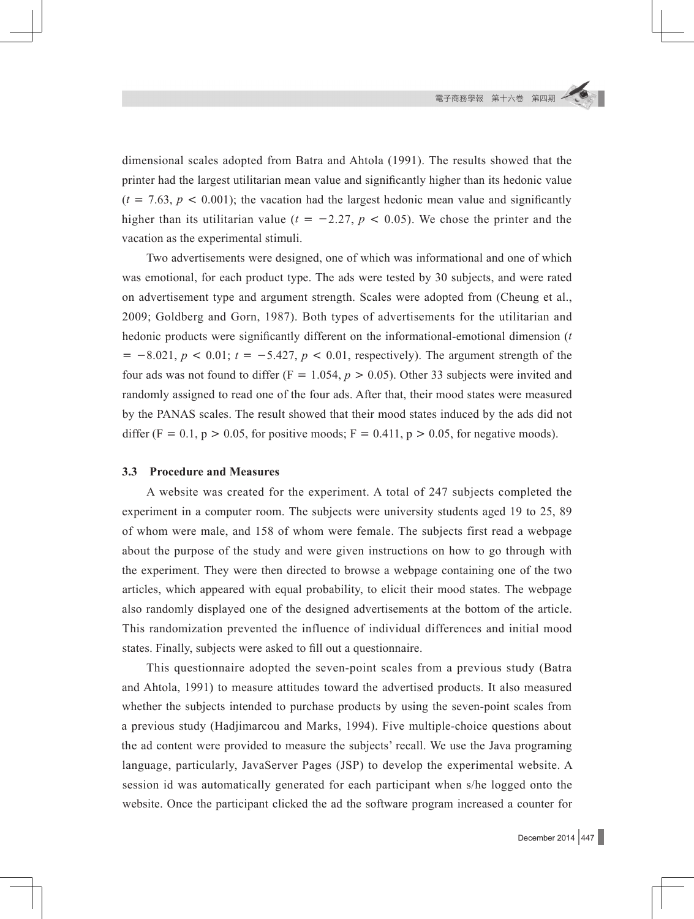dimensional scales adopted from Batra and Ahtola (1991). The results showed that the printer had the largest utilitarian mean value and significantly higher than its hedonic value ($t = 7.63$, $p < 0.001$); the vacation had the largest hedonic mean value and significantly higher than its utilitarian value ($t = -2.27$, $p < 0.05$). We chose the printer and the vacation as the experimental stimuli.

Two advertisements were designed, one of which was informational and one of which was emotional, for each product type. The ads were tested by 30 subjects, and were rated on advertisement type and argument strength. Scales were adopted from (Cheung et al., 2009; Goldberg and Gorn, 1987). Both types of advertisements for the utilitarian and hedonic products were significantly different on the informational-emotional dimension ($t = -8.021$, $p < 0.01$; $t = -5.427$, $p < 0.01$, respectively). The argument strength of the four ads was not found to differ ($F = 1.054$, $p > 0.05$). Other 33 subjects were invited and randomly assigned to read one of the four ads. After that, their mood states were measured by the PANAS scales. The result showed that their mood states induced by the ads did not differ ($F = 0.1$, $p > 0.05$, for positive moods; $F = 0.411$, $p > 0.05$, for negative moods).

### 3.3 Procedure and Measures

A website was created for the experiment. A total of 247 subjects completed the experiment in a computer room. The subjects were university students aged 19 to 25, 89 of whom were male, and 158 of whom were female. The subjects first read a webpage about the purpose of the study and were given instructions on how to go through with the experiment. They were then directed to browse a webpage containing one of the two articles, which appeared with equal probability, to elicit their mood states. The webpage also randomly displayed one of the designed advertisements at the bottom of the article. This randomization prevented the influence of individual differences and initial mood states. Finally, subjects were asked to fill out a questionnaire.

This questionnaire adopted the seven-point scales from a previous study (Batra and Ahtola, 1991) to measure attitudes toward the advertised products. It also measured whether the subjects intended to purchase products by using the seven-point scales from a previous study (Hadjimarcou and Marks, 1994). Five multiple-choice questions about the ad content were provided to measure the subjects' recall. We use the Java programing language, particularly, JavaServer Pages (JSP) to develop the experimental website. A session id was automatically generated for each participant when s/he logged onto the website. Once the participant clicked the ad the software program increased a counter for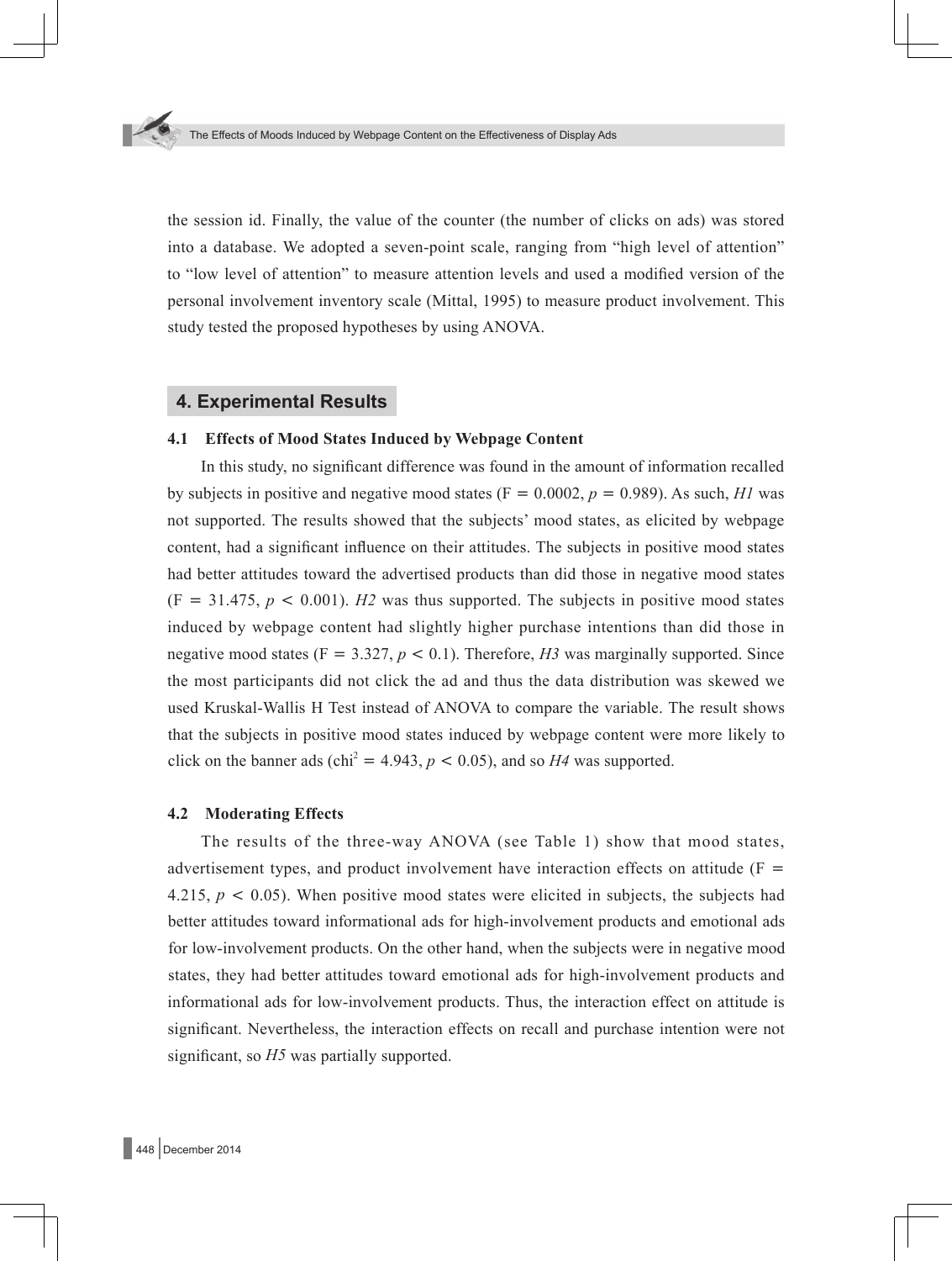the session id. Finally, the value of the counter (the number of clicks on ads) was stored into a database. We adopted a seven-point scale, ranging from "high level of attention" to "low level of attention" to measure attention levels and used a modified version of the personal involvement inventory scale (Mittal, 1995) to measure product involvement. This study tested the proposed hypotheses by using ANOVA.

## 4. Experimental Results

### 4.1 Effects of Mood States Induced by Webpage Content

In this study, no significant difference was found in the amount of information recalled by subjects in positive and negative mood states ($F = 0.0002$, $p = 0.989$). As such, *H1* was not supported. The results showed that the subjects' mood states, as elicited by webpage content, had a significant influence on their attitudes. The subjects in positive mood states had better attitudes toward the advertised products than did those in negative mood states ($F = 31.475$, $p < 0.001$). *H2* was thus supported. The subjects in positive mood states induced by webpage content had slightly higher purchase intentions than did those in negative mood states ($F = 3.327$, $p < 0.1$). Therefore, *H3* was marginally supported. Since the most participants did not click the ad and thus the data distribution was skewed we used Kruskal-Wallis H Test instead of ANOVA to compare the variable. The result shows that the subjects in positive mood states induced by webpage content were more likely to click on the banner ads ($chi^2 = 4.943$, $p < 0.05$), and so *H4* was supported.

### 4.2 Moderating Effects

The results of the three-way ANOVA (see Table 1) show that mood states, advertisement types, and product involvement have interaction effects on attitude ($F = 4.215$, $p < 0.05$). When positive mood states were elicited in subjects, the subjects had better attitudes toward informational ads for high-involvement products and emotional ads for low-involvement products. On the other hand, when the subjects were in negative mood states, they had better attitudes toward emotional ads for high-involvement products and informational ads for low-involvement products. Thus, the interaction effect on attitude is significant. Nevertheless, the interaction effects on recall and purchase intention were not significant, so *H5* was partially supported.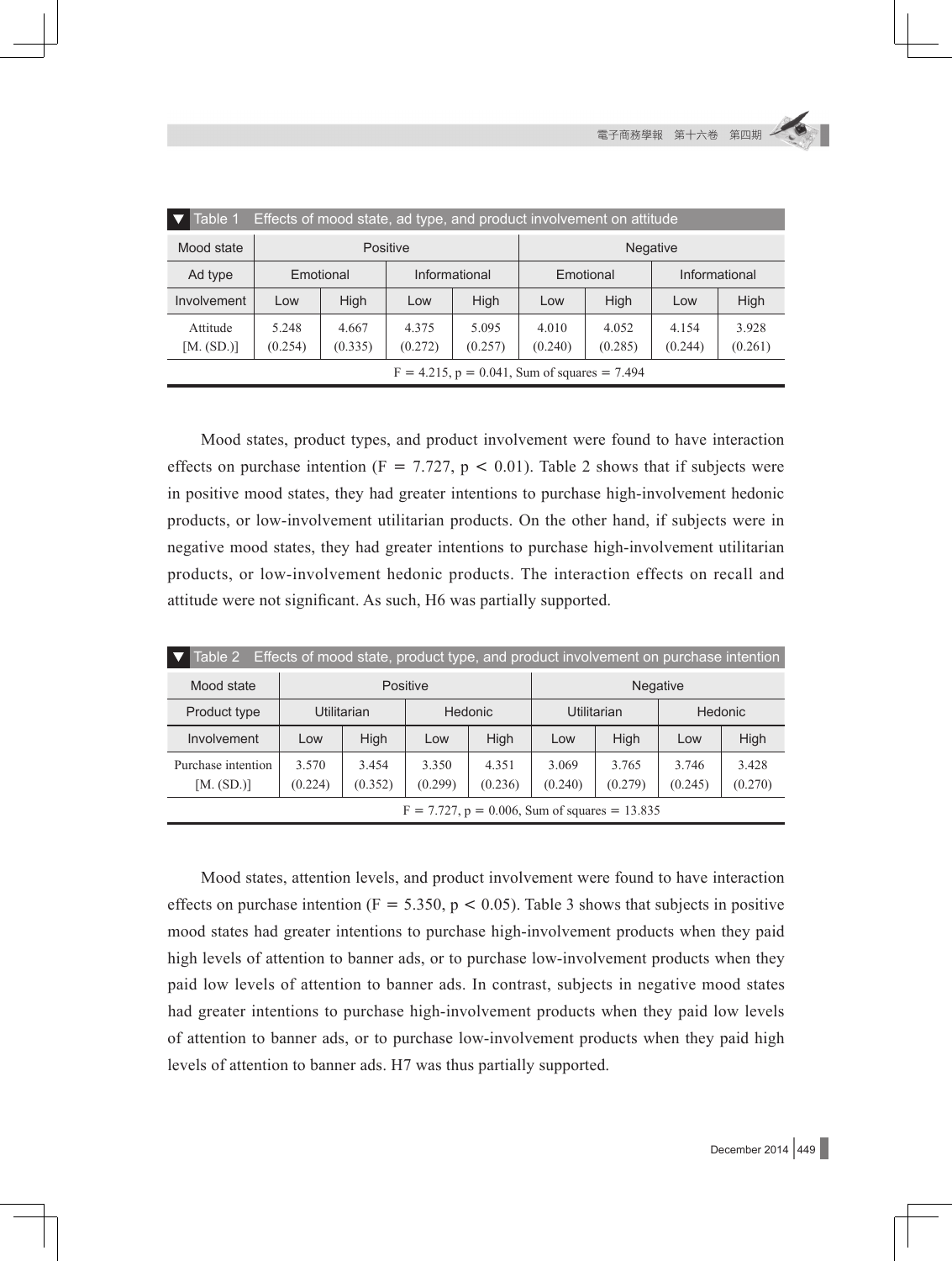Table 1 Effects of mood state, ad type, and product involvement on attitude

| Mood state | Positive | | | | Negative | | | |
|---|---|---|---|---|---|---|---|---|
| Ad type | Emotional | | Informational | | Emotional | | Informational | |
| Involvement | Low | High | Low | High | Low | High | Low | High |
| Attitude [M. (SD.)] | 5.248 (0.254) | 4.667 (0.335) | 4.375 (0.272) | 5.095 (0.257) | 4.010 (0.240) | 4.052 (0.285) | 4.154 (0.244) | 3.928 (0.261) |
| $F = 4.215$, $p = 0.041$, Sum of squares = 7.494 | | | | | | | | |

Mood states, product types, and product involvement were found to have interaction effects on purchase intention ($F = 7.727$, $p < 0.01$). Table 2 shows that if subjects were in positive mood states, they had greater intentions to purchase high-involvement hedonic products, or low-involvement utilitarian products. On the other hand, if subjects were in negative mood states, they had greater intentions to purchase high-involvement utilitarian products, or low-involvement hedonic products. The interaction effects on recall and attitude were not significant. As such, H6 was partially supported.

Table 2 Effects of mood state, product type, and product involvement on purchase intention

| Mood state | Positive | | | | Negative | | | |
|---|---|---|---|---|---|---|---|---|
| Product type | Utilitarian | | Hedonic | | Utilitarian | | Hedonic | |
| Involvement | Low | High | Low | High | Low | High | Low | High |
| Purchase intention [M. (SD.)] | 3.570 (0.224) | 3.454 (0.352) | 3.350 (0.299) | 4.351 (0.236) | 3.069 (0.240) | 3.765 (0.279) | 3.746 (0.245) | 3.428 (0.270) |
| $F = 7.727$, $p = 0.006$, Sum of squares = 13.835 | | | | | | | | |

Mood states, attention levels, and product involvement were found to have interaction effects on purchase intention ($F = 5.350$, $p < 0.05$). Table 3 shows that subjects in positive mood states had greater intentions to purchase high-involvement products when they paid high levels of attention to banner ads, or to purchase low-involvement products when they paid low levels of attention to banner ads. In contrast, subjects in negative mood states had greater intentions to purchase high-involvement products when they paid low levels of attention to banner ads, or to purchase low-involvement products when they paid high levels of attention to banner ads. H7 was thus partially supported.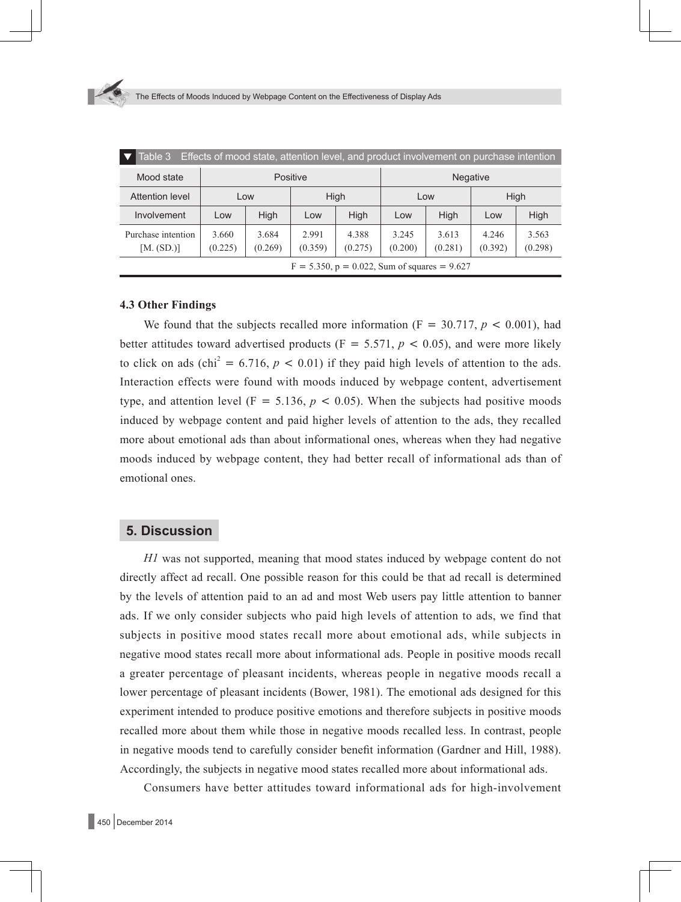Table 3 Effects of mood state, attention level, and product involvement on purchase intention

| Mood state | Positive | | | | Negative | | | |
|---|---|---|---|---|---|---|---|---|
| Attention level | Low | | High | | Low | | High | |
| Involvement | Low | High | Low | High | Low | High | Low | High |
| Purchase intention [M. (SD.)] | 3.660 (0.225) | 3.684 (0.269) | 2.991 (0.359) | 4.388 (0.275) | 3.245 (0.200) | 3.613 (0.281) | 4.246 (0.392) | 3.563 (0.298) |
| | F = 5.350, p = 0.022, Sum of squares = 9.627 | | | | | | | |

### 4.3 Other Findings

We found that the subjects recalled more information ($F = 30.717$, $p < 0.001$), had better attitudes toward advertised products ($F = 5.571$, $p < 0.05$), and were more likely to click on ads ($chi^2 = 6.716$, $p < 0.01$) if they paid high levels of attention to the ads. Interaction effects were found with moods induced by webpage content, advertisement type, and attention level ($F = 5.136$, $p < 0.05$). When the subjects had positive moods induced by webpage content and paid higher levels of attention to the ads, they recalled more about emotional ads than about informational ones, whereas when they had negative moods induced by webpage content, they had better recall of informational ads than of emotional ones.

## 5. Discussion

*H1* was not supported, meaning that mood states induced by webpage content do not directly affect ad recall. One possible reason for this could be that ad recall is determined by the levels of attention paid to an ad and most Web users pay little attention to banner ads. If we only consider subjects who paid high levels of attention to ads, we find that subjects in positive mood states recall more about emotional ads, while subjects in negative mood states recall more about informational ads. People in positive moods recall a greater percentage of pleasant incidents, whereas people in negative moods recall a lower percentage of pleasant incidents (Bower, 1981). The emotional ads designed for this experiment intended to produce positive emotions and therefore subjects in positive moods recalled more about them while those in negative moods recalled less. In contrast, people in negative moods tend to carefully consider benefit information (Gardner and Hill, 1988). Accordingly, the subjects in negative mood states recalled more about informational ads.

Consumers have better attitudes toward informational ads for high-involvement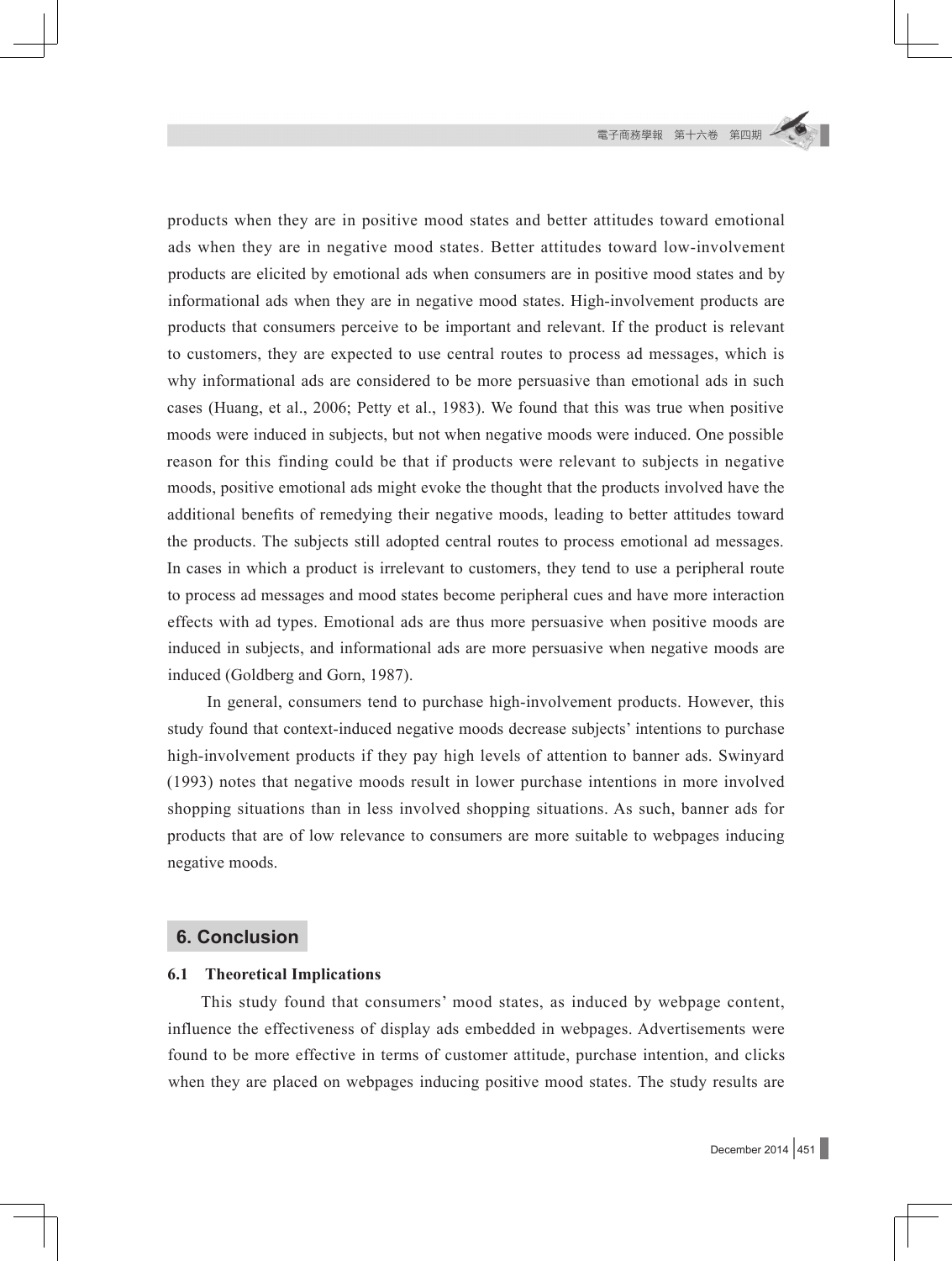products when they are in positive mood states and better attitudes toward emotional ads when they are in negative mood states. Better attitudes toward low-involvement products are elicited by emotional ads when consumers are in positive mood states and by informational ads when they are in negative mood states. High-involvement products are products that consumers perceive to be important and relevant. If the product is relevant to customers, they are expected to use central routes to process ad messages, which is why informational ads are considered to be more persuasive than emotional ads in such cases (Huang, et al., 2006; Petty et al., 1983). We found that this was true when positive moods were induced in subjects, but not when negative moods were induced. One possible reason for this finding could be that if products were relevant to subjects in negative moods, positive emotional ads might evoke the thought that the products involved have the additional benefits of remedying their negative moods, leading to better attitudes toward the products. The subjects still adopted central routes to process emotional ad messages. In cases in which a product is irrelevant to customers, they tend to use a peripheral route to process ad messages and mood states become peripheral cues and have more interaction effects with ad types. Emotional ads are thus more persuasive when positive moods are induced in subjects, and informational ads are more persuasive when negative moods are induced (Goldberg and Gorn, 1987).

In general, consumers tend to purchase high-involvement products. However, this study found that context-induced negative moods decrease subjects' intentions to purchase high-involvement products if they pay high levels of attention to banner ads. Swinyard (1993) notes that negative moods result in lower purchase intentions in more involved shopping situations than in less involved shopping situations. As such, banner ads for products that are of low relevance to consumers are more suitable to webpages inducing negative moods.

## 6. Conclusion

### 6.1 Theoretical Implications

This study found that consumers' mood states, as induced by webpage content, influence the effectiveness of display ads embedded in webpages. Advertisements were found to be more effective in terms of customer attitude, purchase intention, and clicks when they are placed on webpages inducing positive mood states. The study results are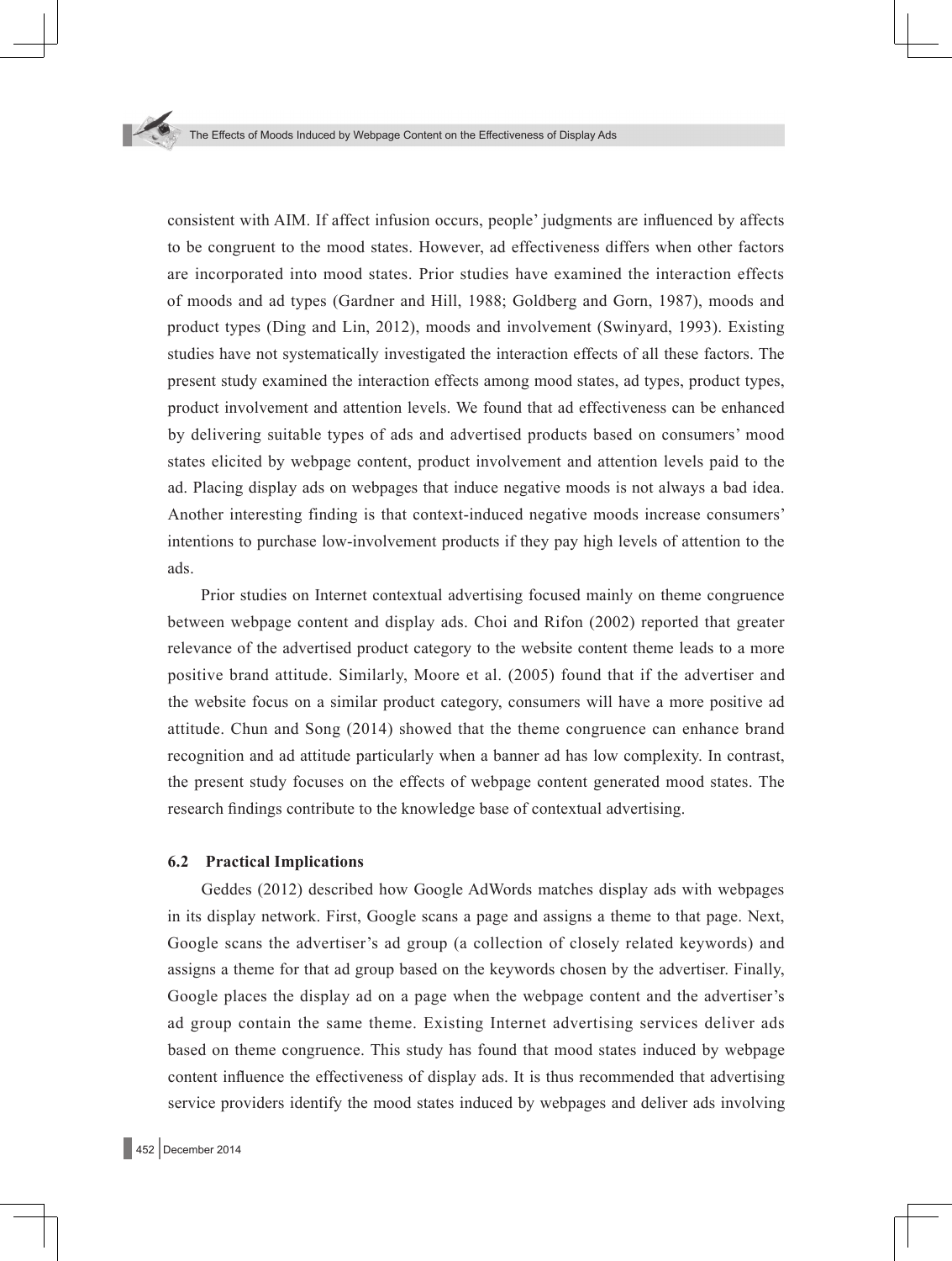consistent with AIM. If affect infusion occurs, people' judgments are influenced by affects to be congruent to the mood states. However, ad effectiveness differs when other factors are incorporated into mood states. Prior studies have examined the interaction effects of moods and ad types (Gardner and Hill, 1988; Goldberg and Gorn, 1987), moods and product types (Ding and Lin, 2012), moods and involvement (Swinyard, 1993). Existing studies have not systematically investigated the interaction effects of all these factors. The present study examined the interaction effects among mood states, ad types, product types, product involvement and attention levels. We found that ad effectiveness can be enhanced by delivering suitable types of ads and advertised products based on consumers' mood states elicited by webpage content, product involvement and attention levels paid to the ad. Placing display ads on webpages that induce negative moods is not always a bad idea. Another interesting finding is that context-induced negative moods increase consumers' intentions to purchase low-involvement products if they pay high levels of attention to the ads.

Prior studies on Internet contextual advertising focused mainly on theme congruence between webpage content and display ads. Choi and Rifon (2002) reported that greater relevance of the advertised product category to the website content theme leads to a more positive brand attitude. Similarly, Moore et al. (2005) found that if the advertiser and the website focus on a similar product category, consumers will have a more positive ad attitude. Chun and Song (2014) showed that the theme congruence can enhance brand recognition and ad attitude particularly when a banner ad has low complexity. In contrast, the present study focuses on the effects of webpage content generated mood states. The research findings contribute to the knowledge base of contextual advertising.

### 6.2 Practical Implications

Geddes (2012) described how Google AdWords matches display ads with webpages in its display network. First, Google scans a page and assigns a theme to that page. Next, Google scans the advertiser's ad group (a collection of closely related keywords) and assigns a theme for that ad group based on the keywords chosen by the advertiser. Finally, Google places the display ad on a page when the webpage content and the advertiser's ad group contain the same theme. Existing Internet advertising services deliver ads based on theme congruence. This study has found that mood states induced by webpage content influence the effectiveness of display ads. It is thus recommended that advertising service providers identify the mood states induced by webpages and deliver ads involving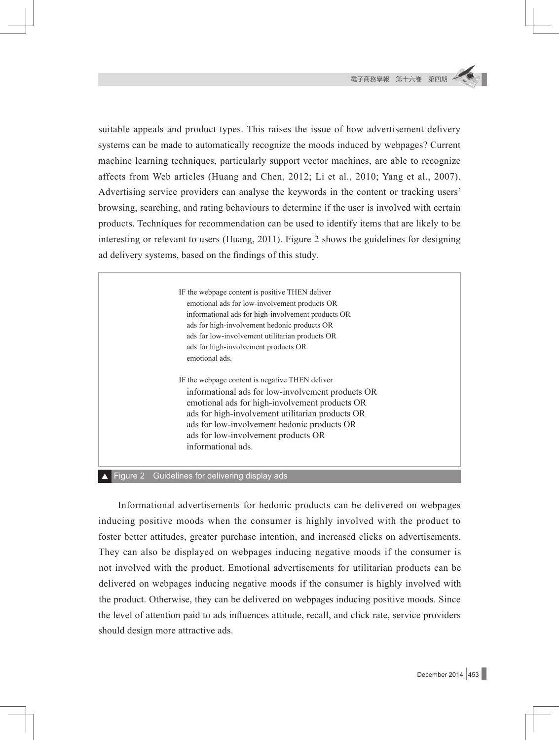suitable appeals and product types. This raises the issue of how advertisement delivery systems can be made to automatically recognize the moods induced by webpages? Current machine learning techniques, particularly support vector machines, are able to recognize affects from Web articles (Huang and Chen, 2012; Li et al., 2010; Yang et al., 2007). Advertising service providers can analyse the keywords in the content or tracking users' browsing, searching, and rating behaviours to determine if the user is involved with certain products. Techniques for recommendation can be used to identify items that are likely to be interesting or relevant to users (Huang, 2011). Figure 2 shows the guidelines for designing ad delivery systems, based on the findings of this study.

```
IF the webpage content is positive THEN deliver
    emotional ads for low-involvement products OR
    informational ads for high-involvement products OR
    ads for high-involvement hedonic products OR
    ads for low-involvement utilitarian products OR
    ads for high-involvement products OR
    emotional ads.

IF the webpage content is negative THEN deliver
    informational ads for low-involvement products OR
    emotional ads for high-involvement products OR
    ads for high-involvement utilitarian products OR
    ads for low-involvement hedonic products OR
    ads for low-involvement products OR
    informational ads.
```

▲ Figure 2 Guidelines for delivering display ads

Informational advertisements for hedonic products can be delivered on webpages inducing positive moods when the consumer is highly involved with the product to foster better attitudes, greater purchase intention, and increased clicks on advertisements. They can also be displayed on webpages inducing negative moods if the consumer is not involved with the product. Emotional advertisements for utilitarian products can be delivered on webpages inducing negative moods if the consumer is highly involved with the product. Otherwise, they can be delivered on webpages inducing positive moods. Since the level of attention paid to ads influences attitude, recall, and click rate, service providers should design more attractive ads.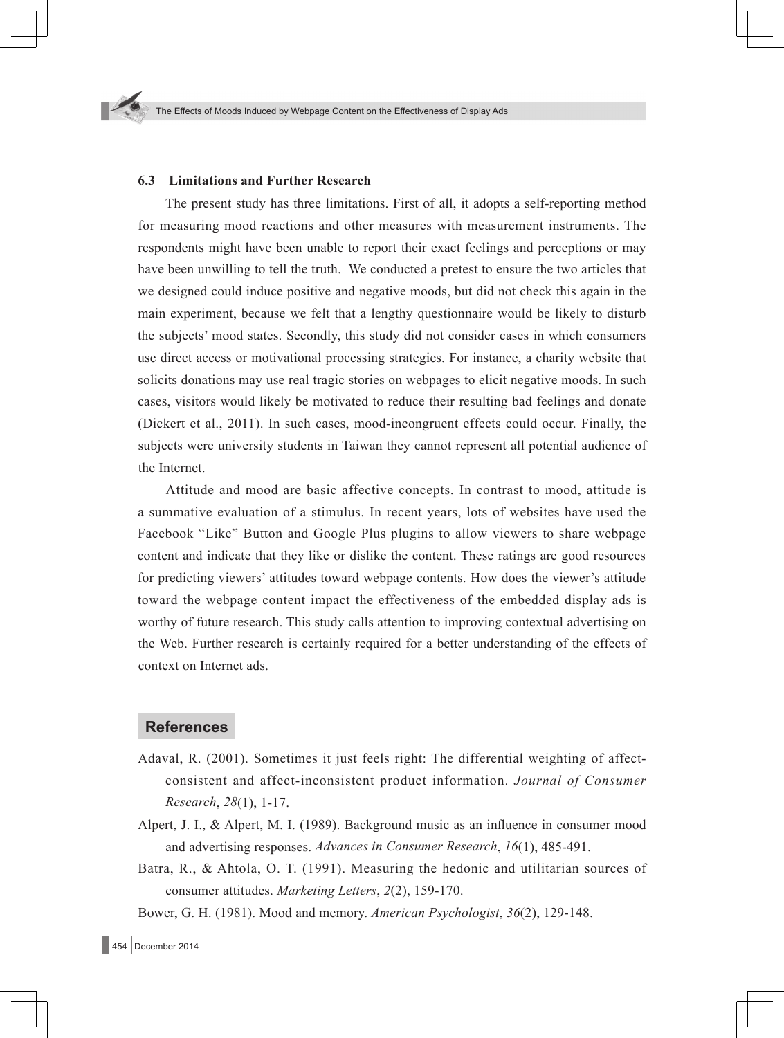### 6.3 Limitations and Further Research

The present study has three limitations. First of all, it adopts a self-reporting method for measuring mood reactions and other measures with measurement instruments. The respondents might have been unable to report their exact feelings and perceptions or may have been unwilling to tell the truth. We conducted a pretest to ensure the two articles that we designed could induce positive and negative moods, but did not check this again in the main experiment, because we felt that a lengthy questionnaire would be likely to disturb the subjects' mood states. Secondly, this study did not consider cases in which consumers use direct access or motivational processing strategies. For instance, a charity website that solicits donations may use real tragic stories on webpages to elicit negative moods. In such cases, visitors would likely be motivated to reduce their resulting bad feelings and donate (Dickert et al., 2011). In such cases, mood-incongruent effects could occur. Finally, the subjects were university students in Taiwan they cannot represent all potential audience of the Internet.

Attitude and mood are basic affective concepts. In contrast to mood, attitude is a summative evaluation of a stimulus. In recent years, lots of websites have used the Facebook "Like" Button and Google Plus plugins to allow viewers to share webpage content and indicate that they like or dislike the content. These ratings are good resources for predicting viewers' attitudes toward webpage contents. How does the viewer's attitude toward the webpage content impact the effectiveness of the embedded display ads is worthy of future research. This study calls attention to improving contextual advertising on the Web. Further research is certainly required for a better understanding of the effects of context on Internet ads.

## References

Adaval, R. (2001). Sometimes it just feels right: The differential weighting of affect-consistent and affect-inconsistent product information. *Journal of Consumer Research*, *28*(1), 1-17.

Alpert, J. I., & Alpert, M. I. (1989). Background music as an influence in consumer mood and advertising responses. *Advances in Consumer Research*, *16*(1), 485-491.

Batra, R., & Ahtola, O. T. (1991). Measuring the hedonic and utilitarian sources of consumer attitudes. *Marketing Letters*, *2*(2), 159-170.

Bower, G. H. (1981). Mood and memory. *American Psychologist*, *36*(2), 129-148.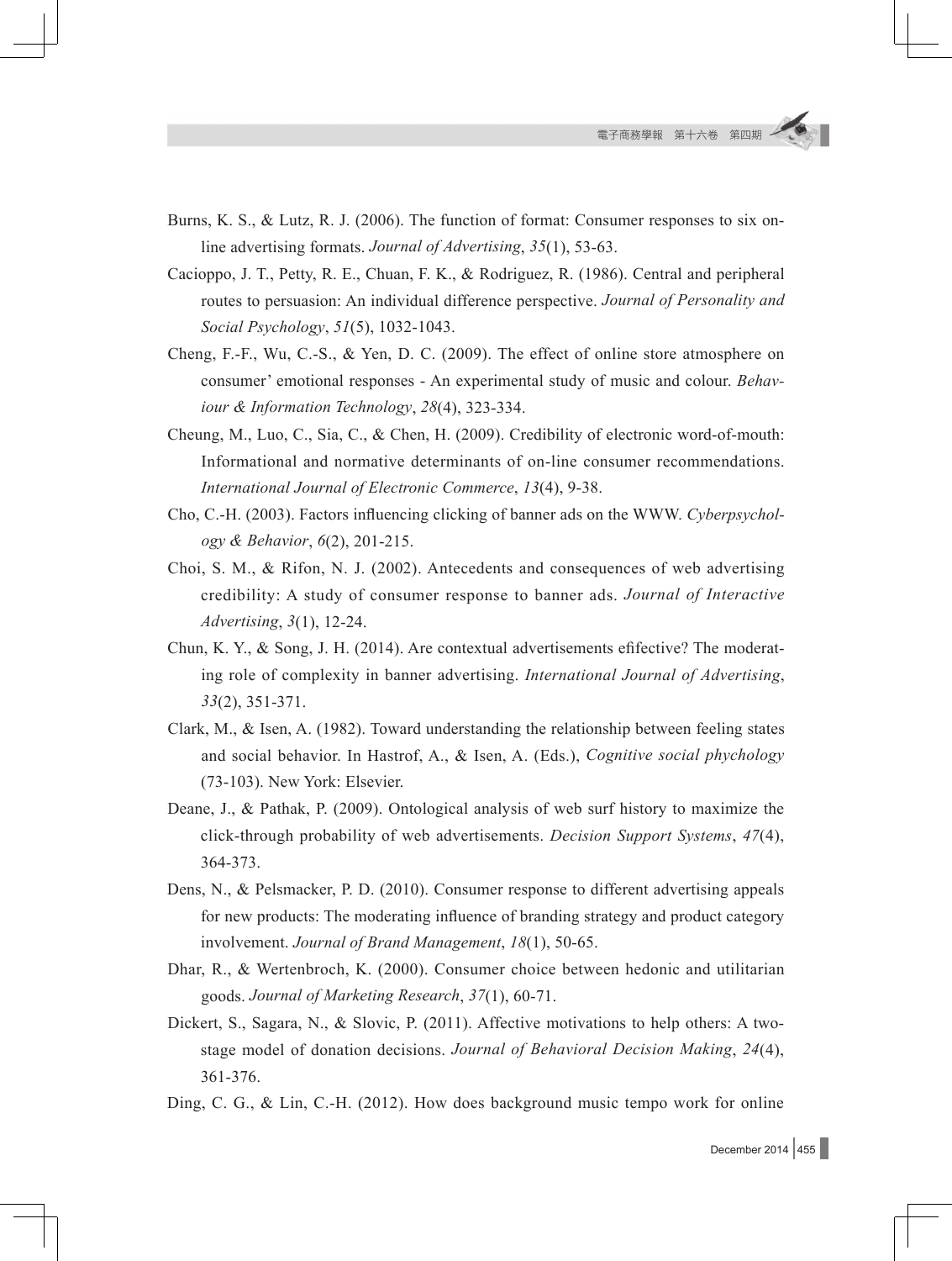Burns, K. S., & Lutz, R. J. (2006). The function of format: Consumer responses to six online advertising formats. *Journal of Advertising*, *35*(1), 53-63.

Cacioppo, J. T., Petty, R. E., Chuan, F. K., & Rodriguez, R. (1986). Central and peripheral routes to persuasion: An individual difference perspective. *Journal of Personality and Social Psychology*, *51*(5), 1032-1043.

Cheng, F.-F., Wu, C.-S., & Yen, D. C. (2009). The effect of online store atmosphere on consumer' emotional responses - An experimental study of music and colour. *Behaviour & Information Technology*, *28*(4), 323-334.

Cheung, M., Luo, C., Sia, C., & Chen, H. (2009). Credibility of electronic word-of-mouth: Informational and normative determinants of on-line consumer recommendations. *International Journal of Electronic Commerce*, *13*(4), 9-38.

Cho, C.-H. (2003). Factors influencing clicking of banner ads on the WWW. *Cyberpsychology & Behavior*, *6*(2), 201-215.

Choi, S. M., & Rifon, N. J. (2002). Antecedents and consequences of web advertising credibility: A study of consumer response to banner ads. *Journal of Interactive Advertising*, *3*(1), 12-24.

Chun, K. Y., & Song, J. H. (2014). Are contextual advertisements efifective? The moderating role of complexity in banner advertising. *International Journal of Advertising*, *33*(2), 351-371.

Clark, M., & Isen, A. (1982). Toward understanding the relationship between feeling states and social behavior. In Hastrof, A., & Isen, A. (Eds.), *Cognitive social phychology* (73-103). New York: Elsevier.

Deane, J., & Pathak, P. (2009). Ontological analysis of web surf history to maximize the click-through probability of web advertisements. *Decision Support Systems*, *47*(4), 364-373.

Dens, N., & Pelsmacker, P. D. (2010). Consumer response to different advertising appeals for new products: The moderating influence of branding strategy and product category involvement. *Journal of Brand Management*, *18*(1), 50-65.

Dhar, R., & Wertenbroch, K. (2000). Consumer choice between hedonic and utilitarian goods. *Journal of Marketing Research*, *37*(1), 60-71.

Dickert, S., Sagara, N., & Slovic, P. (2011). Affective motivations to help others: A two-stage model of donation decisions. *Journal of Behavioral Decision Making*, *24*(4), 361-376.

Ding, C. G., & Lin, C.-H. (2012). How does background music tempo work for online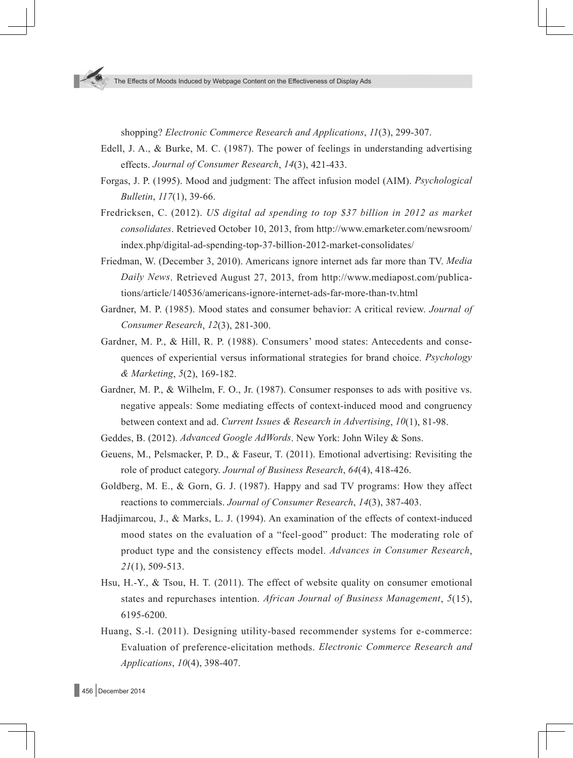shopping? *Electronic Commerce Research and Applications*, *11*(3), 299-307.

Edell, J. A., & Burke, M. C. (1987). The power of feelings in understanding advertising effects. *Journal of Consumer Research*, *14*(3), 421-433.

Forgas, J. P. (1995). Mood and judgment: The affect infusion model (AIM). *Psychological Bulletin*, *117*(1), 39-66.

Fredricksen, C. (2012). *US digital ad spending to top $37 billion in 2012 as market consolidates*. Retrieved October 10, 2013, from http://www.emarketer.com/newsroom/index.php/digital-ad-spending-top-37-billion-2012-market-consolidates/

Friedman, W. (December 3, 2010). Americans ignore internet ads far more than TV. *Media Daily News*. Retrieved August 27, 2013, from http://www.mediapost.com/publications/article/140536/americans-ignore-internet-ads-far-more-than-tv.html

Gardner, M. P. (1985). Mood states and consumer behavior: A critical review. *Journal of Consumer Research*, *12*(3), 281-300.

Gardner, M. P., & Hill, R. P. (1988). Consumers' mood states: Antecedents and consequences of experiential versus informational strategies for brand choice. *Psychology & Marketing*, *5*(2), 169-182.

Gardner, M. P., & Wilhelm, F. O., Jr. (1987). Consumer responses to ads with positive vs. negative appeals: Some mediating effects of context-induced mood and congruency between context and ad. *Current Issues & Research in Advertising*, *10*(1), 81-98.

Geddes, B. (2012). *Advanced Google AdWords*. New York: John Wiley & Sons.

Geuens, M., Pelsmacker, P. D., & Faseur, T. (2011). Emotional advertising: Revisiting the role of product category. *Journal of Business Research*, *64*(4), 418-426.

Goldberg, M. E., & Gorn, G. J. (1987). Happy and sad TV programs: How they affect reactions to commercials. *Journal of Consumer Research*, *14*(3), 387-403.

Hadjimarcou, J., & Marks, L. J. (1994). An examination of the effects of context-induced mood states on the evaluation of a "feel-good" product: The moderating role of product type and the consistency effects model. *Advances in Consumer Research*, *21*(1), 509-513.

Hsu, H.-Y., & Tsou, H. T. (2011). The effect of website quality on consumer emotional states and repurchases intention. *African Journal of Business Management*, *5*(15), 6195-6200.

Huang, S.-l. (2011). Designing utility-based recommender systems for e-commerce: Evaluation of preference-elicitation methods. *Electronic Commerce Research and Applications*, *10*(4), 398-407.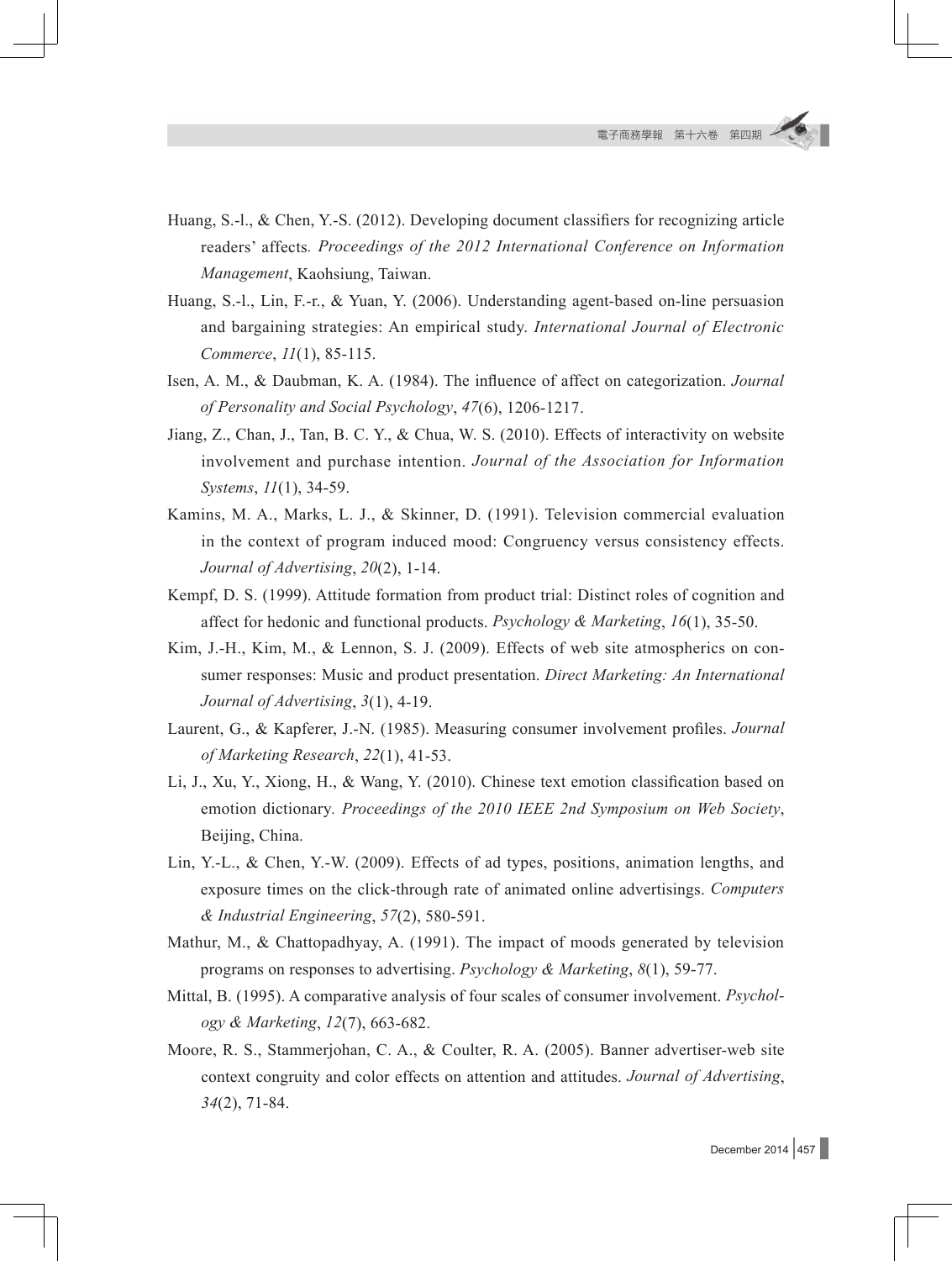Huang, S.-l., & Chen, Y.-S. (2012). Developing document classifiers for recognizing article readers' affects. *Proceedings of the 2012 International Conference on Information Management*, Kaohsiung, Taiwan.

Huang, S.-l., Lin, F.-r., & Yuan, Y. (2006). Understanding agent-based on-line persuasion and bargaining strategies: An empirical study. *International Journal of Electronic Commerce*, *11*(1), 85-115.

Isen, A. M., & Daubman, K. A. (1984). The influence of affect on categorization. *Journal of Personality and Social Psychology*, *47*(6), 1206-1217.

Jiang, Z., Chan, J., Tan, B. C. Y., & Chua, W. S. (2010). Effects of interactivity on website involvement and purchase intention. *Journal of the Association for Information Systems*, *11*(1), 34-59.

Kamins, M. A., Marks, L. J., & Skinner, D. (1991). Television commercial evaluation in the context of program induced mood: Congruency versus consistency effects. *Journal of Advertising*, *20*(2), 1-14.

Kempf, D. S. (1999). Attitude formation from product trial: Distinct roles of cognition and affect for hedonic and functional products. *Psychology & Marketing*, *16*(1), 35-50.

Kim, J.-H., Kim, M., & Lennon, S. J. (2009). Effects of web site atmospherics on consumer responses: Music and product presentation. *Direct Marketing: An International Journal of Advertising*, *3*(1), 4-19.

Laurent, G., & Kapferer, J.-N. (1985). Measuring consumer involvement profiles. *Journal of Marketing Research*, *22*(1), 41-53.

Li, J., Xu, Y., Xiong, H., & Wang, Y. (2010). Chinese text emotion classification based on emotion dictionary. *Proceedings of the 2010 IEEE 2nd Symposium on Web Society*, Beijing, China.

Lin, Y.-L., & Chen, Y.-W. (2009). Effects of ad types, positions, animation lengths, and exposure times on the click-through rate of animated online advertisings. *Computers & Industrial Engineering*, *57*(2), 580-591.

Mathur, M., & Chattopadhyay, A. (1991). The impact of moods generated by television programs on responses to advertising. *Psychology & Marketing*, *8*(1), 59-77.

Mittal, B. (1995). A comparative analysis of four scales of consumer involvement. *Psychology & Marketing*, *12*(7), 663-682.

Moore, R. S., Stammerjohan, C. A., & Coulter, R. A. (2005). Banner advertiser-web site context congruity and color effects on attention and attitudes. *Journal of Advertising*, *34*(2), 71-84.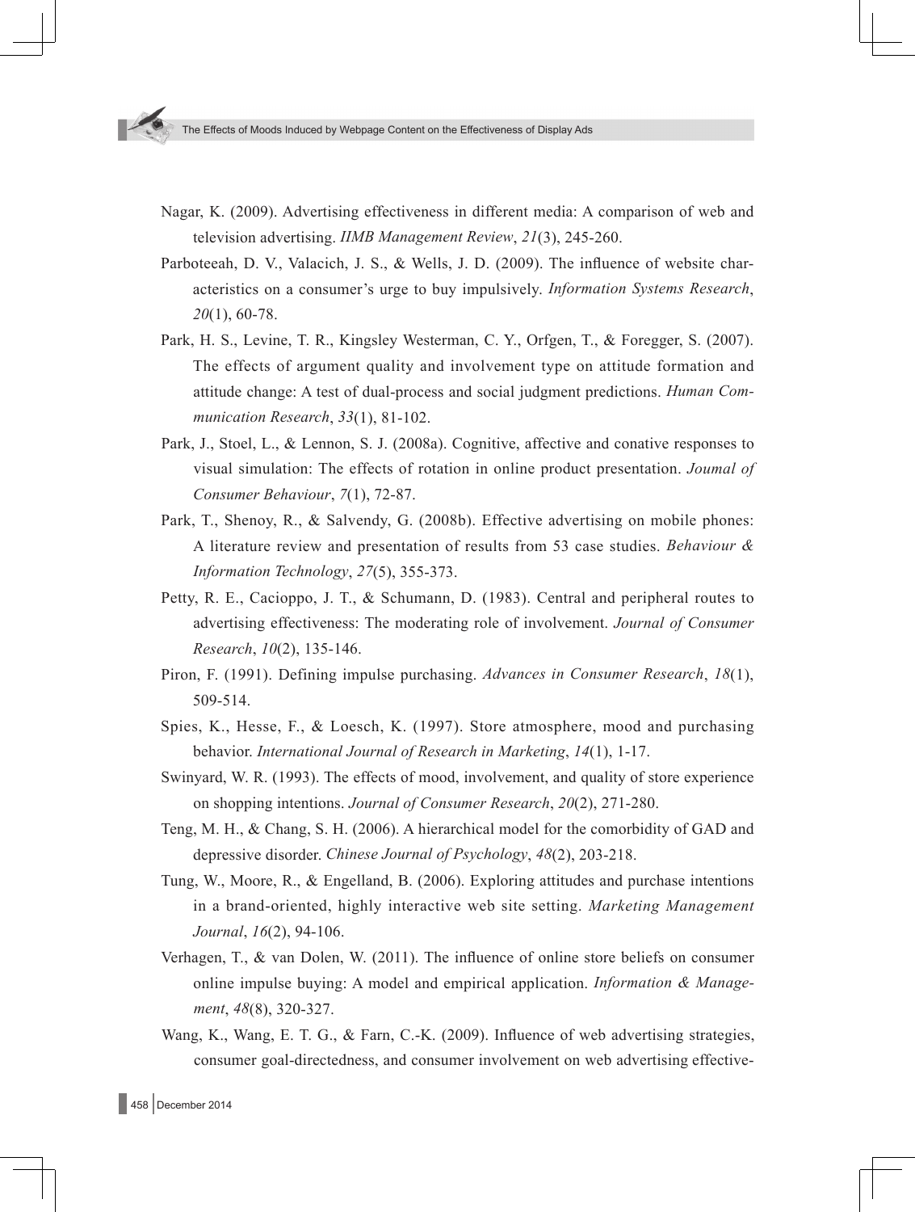Nagar, K. (2009). Advertising effectiveness in different media: A comparison of web and television advertising. *IIMB Management Review*, *21*(3), 245-260.

Parboteeah, D. V., Valacich, J. S., & Wells, J. D. (2009). The influence of website characteristics on a consumer's urge to buy impulsively. *Information Systems Research*, *20*(1), 60-78.

Park, H. S., Levine, T. R., Kingsley Westerman, C. Y., Orfgen, T., & Foregger, S. (2007). The effects of argument quality and involvement type on attitude formation and attitude change: A test of dual-process and social judgment predictions. *Human Communication Research*, *33*(1), 81-102.

Park, J., Stoel, L., & Lennon, S. J. (2008a). Cognitive, affective and conative responses to visual simulation: The effects of rotation in online product presentation. *Joumal of Consumer Behaviour*, *7*(1), 72-87.

Park, T., Shenoy, R., & Salvendy, G. (2008b). Effective advertising on mobile phones: A literature review and presentation of results from 53 case studies. *Behaviour & Information Technology*, *27*(5), 355-373.

Petty, R. E., Cacioppo, J. T., & Schumann, D. (1983). Central and peripheral routes to advertising effectiveness: The moderating role of involvement. *Journal of Consumer Research*, *10*(2), 135-146.

Piron, F. (1991). Defining impulse purchasing. *Advances in Consumer Research*, *18*(1), 509-514.

Spies, K., Hesse, F., & Loesch, K. (1997). Store atmosphere, mood and purchasing behavior. *International Journal of Research in Marketing*, *14*(1), 1-17.

Swinyard, W. R. (1993). The effects of mood, involvement, and quality of store experience on shopping intentions. *Journal of Consumer Research*, *20*(2), 271-280.

Teng, M. H., & Chang, S. H. (2006). A hierarchical model for the comorbidity of GAD and depressive disorder. *Chinese Journal of Psychology*, *48*(2), 203-218.

Tung, W., Moore, R., & Engelland, B. (2006). Exploring attitudes and purchase intentions in a brand-oriented, highly interactive web site setting. *Marketing Management Journal*, *16*(2), 94-106.

Verhagen, T., & van Dolen, W. (2011). The influence of online store beliefs on consumer online impulse buying: A model and empirical application. *Information & Management*, *48*(8), 320-327.

Wang, K., Wang, E. T. G., & Farn, C.-K. (2009). Influence of web advertising strategies, consumer goal-directedness, and consumer involvement on web advertising effective-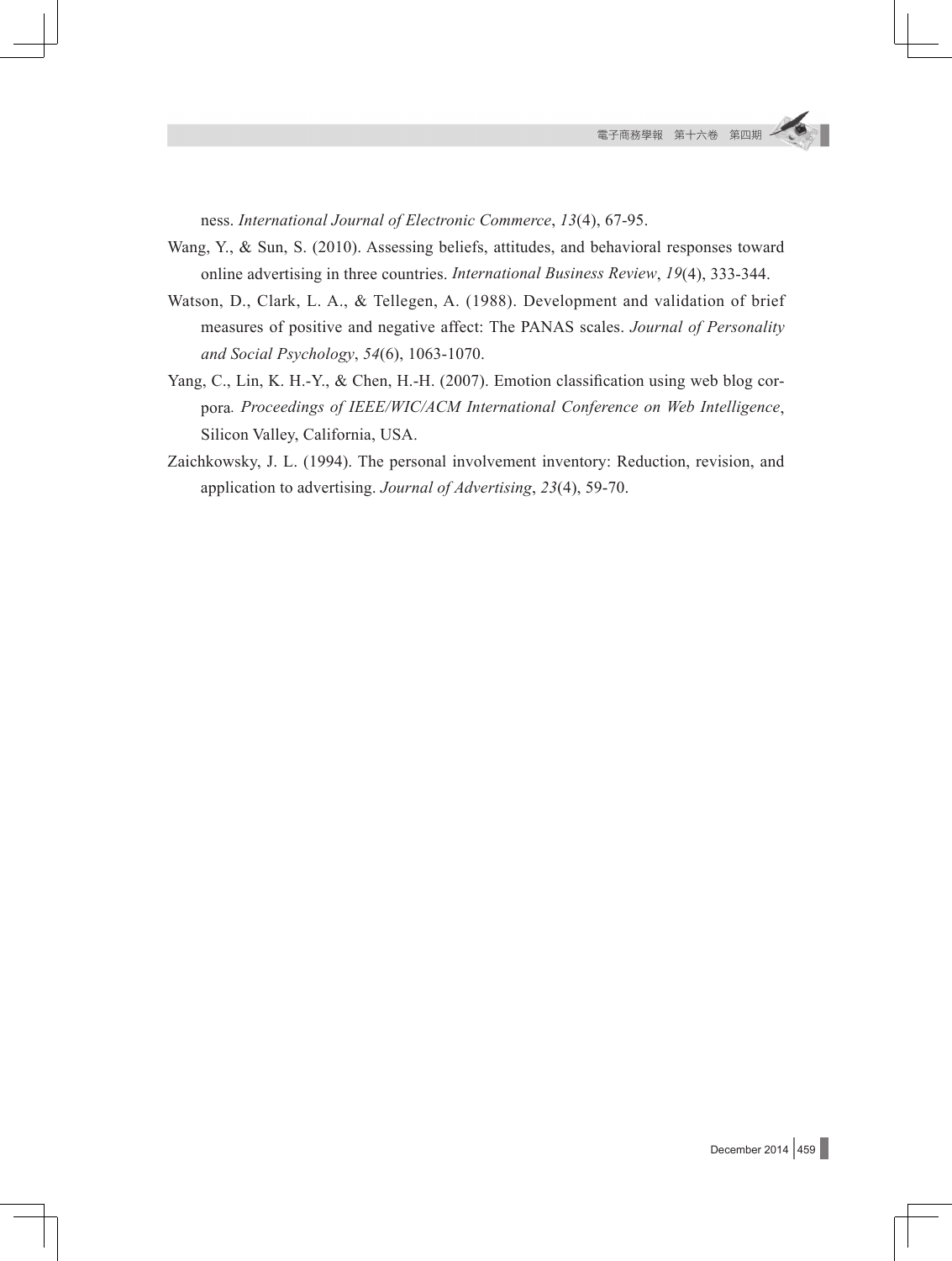ness. *International Journal of Electronic Commerce*, *13*(4), 67-95.

Wang, Y., & Sun, S. (2010). Assessing beliefs, attitudes, and behavioral responses toward online advertising in three countries. *International Business Review*, *19*(4), 333-344.

Watson, D., Clark, L. A., & Tellegen, A. (1988). Development and validation of brief measures of positive and negative affect: The PANAS scales. *Journal of Personality and Social Psychology*, *54*(6), 1063-1070.

Yang, C., Lin, K. H.-Y., & Chen, H.-H. (2007). Emotion classification using web blog corpora*. Proceedings of IEEE/WIC/ACM International Conference on Web Intelligence*, Silicon Valley, California, USA.

Zaichkowsky, J. L. (1994). The personal involvement inventory: Reduction, revision, and application to advertising. *Journal of Advertising*, *23*(4), 59-70.